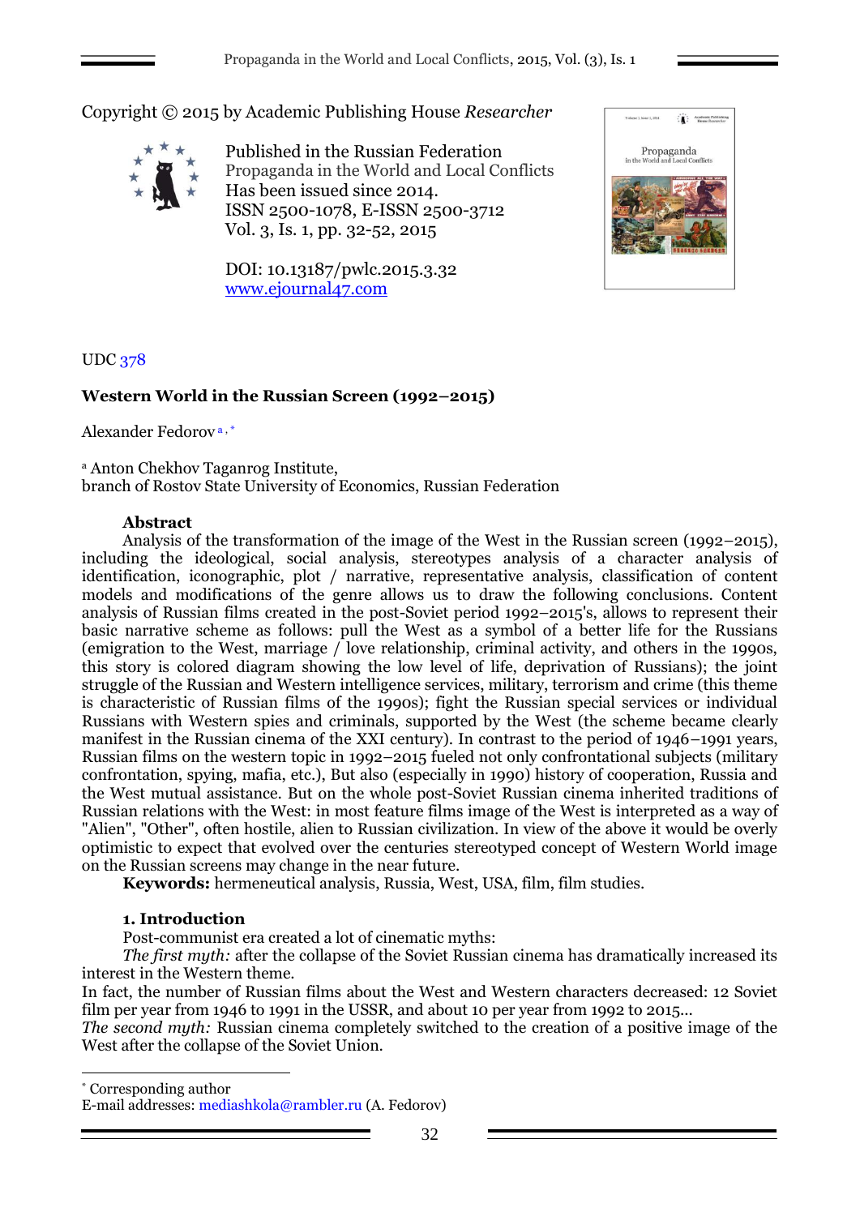Copyright © 2015 by Academic Publishing House *Researcher*

Published in the Russian Federation
Propaganda in the World and Local Conflicts
Has been issued since 2014.
ISSN 2500-1078, E-ISSN 2500-3712
Vol. 3, Is. 1, pp. 32-52, 2015

DOI: 10.13187/pwlc.2015.3.32
www.ejournal47.com

UDC 378

## Western World in the Russian Screen (1992–2015)

Alexander Fedorov [a, *]

[a] Anton Chekhov Taganrog Institute,
branch of Rostov State University of Economics, Russian Federation

**Abstract**

Analysis of the transformation of the image of the West in the Russian screen (1992–2015), including the ideological, social analysis, stereotypes analysis of a character analysis of identification, iconographic, plot / narrative, representative analysis, classification of content models and modifications of the genre allows us to draw the following conclusions. Content analysis of Russian films created in the post-Soviet period 1992–2015's, allows to represent their basic narrative scheme as follows: pull the West as a symbol of a better life for the Russians (emigration to the West, marriage / love relationship, criminal activity, and others in the 1990s, this story is colored diagram showing the low level of life, deprivation of Russians); the joint struggle of the Russian and Western intelligence services, military, terrorism and crime (this theme is characteristic of Russian films of the 1990s); fight the Russian special services or individual Russians with Western spies and criminals, supported by the West (the scheme became clearly manifest in the Russian cinema of the XXI century). In contrast to the period of 1946–1991 years, Russian films on the western topic in 1992–2015 fueled not only confrontational subjects (military confrontation, spying, mafia, etc.), But also (especially in 1990) history of cooperation, Russia and the West mutual assistance. But on the whole post-Soviet Russian cinema inherited traditions of Russian relations with the West: in most feature films image of the West is interpreted as a way of "Alien", "Other", often hostile, alien to Russian civilization. In view of the above it would be overly optimistic to expect that evolved over the centuries stereotyped concept of Western World image on the Russian screens may change in the near future.

**Keywords:** hermeneutical analysis, Russia, West, USA, film, film studies.

### 1. Introduction

Post-communist era created a lot of cinematic myths:

*The first myth:* after the collapse of the Soviet Russian cinema has dramatically increased its interest in the Western theme.

In fact, the number of Russian films about the West and Western characters decreased: 12 Soviet film per year from 1946 to 1991 in the USSR, and about 10 per year from 1992 to 2015...

*The second myth:* Russian cinema completely switched to the creation of a positive image of the West after the collapse of the Soviet Union.

---

[*] Corresponding author
E-mail addresses: mediashkola@rambler.ru (A. Fedorov)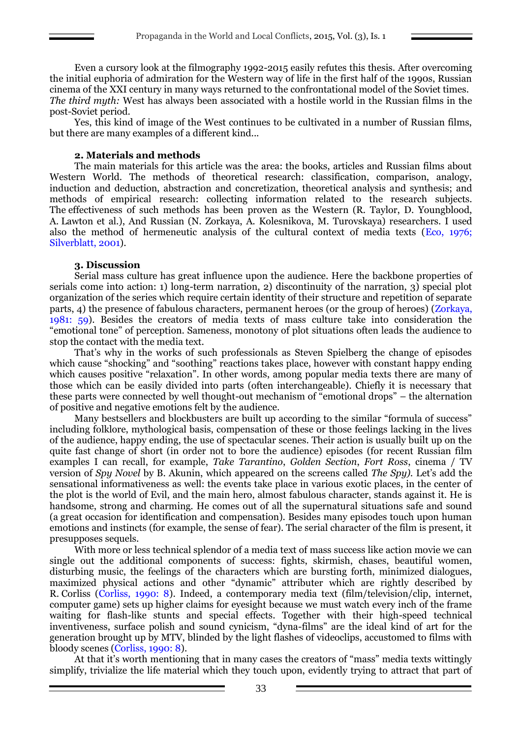Even a cursory look at the filmography 1992-2015 easily refutes this thesis. After overcoming the initial euphoria of admiration for the Western way of life in the first half of the 1990s, Russian cinema of the XXI century in many ways returned to the confrontational model of the Soviet times.

*The third myth:* West has always been associated with a hostile world in the Russian films in the post-Soviet period.

Yes, this kind of image of the West continues to be cultivated in a number of Russian films, but there are many examples of a different kind...

### 2. Materials and methods

The main materials for this article was the area: the books, articles and Russian films about Western World. The methods of theoretical research: classification, comparison, analogy, induction and deduction, abstraction and concretization, theoretical analysis and synthesis; and methods of empirical research: collecting information related to the research subjects. The effectiveness of such methods has been proven as the Western (R. Taylor, D. Youngblood, A. Lawton et al.), And Russian (N. Zorkaya, A. Kolesnikova, M. Turovskaya) researchers. I used also the method of hermeneutic analysis of the cultural context of media texts (Eco, 1976; Silverblatt, 2001).

### 3. Discussion

Serial mass culture has great influence upon the audience. Here the backbone properties of serials come into action: 1) long-term narration, 2) discontinuity of the narration, 3) special plot organization of the series which require certain identity of their structure and repetition of separate parts, 4) the presence of fabulous characters, permanent heroes (or the group of heroes) (Zorkaya, 1981: 59). Besides the creators of media texts of mass culture take into consideration the "emotional tone" of perception. Sameness, monotony of plot situations often leads the audience to stop the contact with the media text.

That's why in the works of such professionals as Steven Spielberg the change of episodes which cause "shocking" and "soothing" reactions takes place, however with constant happy ending which causes positive "relaxation". In other words, among popular media texts there are many of those which can be easily divided into parts (often interchangeable). Chiefly it is necessary that these parts were connected by well thought-out mechanism of "emotional drops" – the alternation of positive and negative emotions felt by the audience.

Many bestsellers and blockbusters are built up according to the similar "formula of success" including folklore, mythological basis, compensation of these or those feelings lacking in the lives of the audience, happy ending, the use of spectacular scenes. Their action is usually built up on the quite fast change of short (in order not to bore the audience) episodes (for recent Russian film examples I can recall, for example, *Take Tarantino*, *Golden Section*, *Fort Ross*, cinema / TV version of *Spy Novel* by B. Akunin, which appeared on the screens called *The Spy).* Let's add the sensational informativeness as well: the events take place in various exotic places, in the center of the plot is the world of Evil, and the main hero, almost fabulous character, stands against it. He is handsome, strong and charming. He comes out of all the supernatural situations safe and sound (a great occasion for identification and compensation). Besides many episodes touch upon human emotions and instincts (for example, the sense of fear). The serial character of the film is present, it presupposes sequels.

With more or less technical splendor of a media text of mass success like action movie we can single out the additional components of success: fights, skirmish, chases, beautiful women, disturbing music, the feelings of the characters which are bursting forth, minimized dialogues, maximized physical actions and other "dynamic" attributer which are rightly described by R. Corliss (Corliss, 1990: 8). Indeed, a contemporary media text (film/television/clip, internet, computer game) sets up higher claims for eyesight because we must watch every inch of the frame waiting for flash-like stunts and special effects. Together with their high-speed technical inventiveness, surface polish and sound cynicism, "dyna-films" are the ideal kind of art for the generation brought up by MTV, blinded by the light flashes of videoclips, accustomed to films with bloody scenes (Corliss, 1990: 8).

At that it's worth mentioning that in many cases the creators of "mass" media texts wittingly simplify, trivialize the life material which they touch upon, evidently trying to attract that part of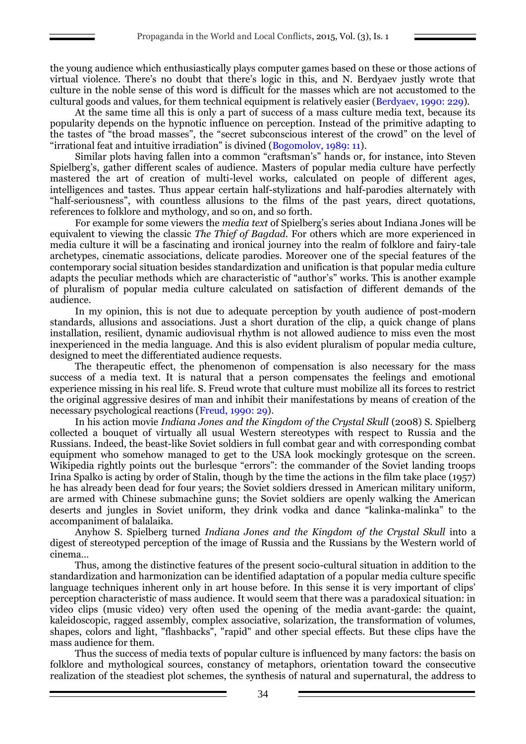the young audience which enthusiastically plays computer games based on these or those actions of virtual violence. There's no doubt that there's logic in this, and N. Berdyaev justly wrote that culture in the noble sense of this word is difficult for the masses which are not accustomed to the cultural goods and values, for them technical equipment is relatively easier (Berdyaev, 1990: 229).

At the same time all this is only a part of success of a mass culture media text, because its popularity depends on the hypnotic influence on perception. Instead of the primitive adapting to the tastes of "the broad masses", the "secret subconscious interest of the crowd" on the level of "irrational feat and intuitive irradiation" is divined (Bogomolov, 1989: 11).

Similar plots having fallen into a common "craftsman's" hands or, for instance, into Steven Spielberg's, gather different scales of audience. Masters of popular media culture have perfectly mastered the art of creation of multi-level works, calculated on people of different ages, intelligences and tastes. Thus appear certain half-stylizations and half-parodies alternately with "half-seriousness", with countless allusions to the films of the past years, direct quotations, references to folklore and mythology, and so on, and so forth.

For example for some viewers the *media text* of Spielberg's series about Indiana Jones will be equivalent to viewing the classic *The Thief of Bagdad*. For others which are more experienced in media culture it will be a fascinating and ironical journey into the realm of folklore and fairy-tale archetypes, cinematic associations, delicate parodies. Moreover one of the special features of the contemporary social situation besides standardization and unification is that popular media culture adapts the peculiar methods which are characteristic of "author's" works. This is another example of pluralism of popular media culture calculated on satisfaction of different demands of the audience.

In my opinion, this is not due to adequate perception by youth audience of post-modern standards, allusions and associations. Just a short duration of the clip, a quick change of plans installation, resilient, dynamic audiovisual rhythm is not allowed audience to miss even the most inexperienced in the media language. And this is also evident pluralism of popular media culture, designed to meet the differentiated audience requests.

The therapeutic effect, the phenomenon of compensation is also necessary for the mass success of a media text. It is natural that a person compensates the feelings and emotional experience missing in his real life. S. Freud wrote that culture must mobilize all its forces to restrict the original aggressive desires of man and inhibit their manifestations by means of creation of the necessary psychological reactions (Freud, 1990: 29).

In his action movie *Indiana Jones and the Kingdom of the Crystal Skull* (2008) S. Spielberg collected a bouquet of virtually all usual Western stereotypes with respect to Russia and the Russians. Indeed, the beast-like Soviet soldiers in full combat gear and with corresponding combat equipment who somehow managed to get to the USA look mockingly grotesque on the screen. Wikipedia rightly points out the burlesque "errors": the commander of the Soviet landing troops Irina Spalko is acting by order of Stalin, though by the time the actions in the film take place (1957) he has already been dead for four years; the Soviet soldiers dressed in American military uniform, are armed with Chinese submachine guns; the Soviet soldiers are openly walking the American deserts and jungles in Soviet uniform, they drink vodka and dance "kalinka-malinka" to the accompaniment of balalaika.

Anyhow S. Spielberg turned *Indiana Jones and the Kingdom of the Crystal Skull* into a digest of stereotyped perception of the image of Russia and the Russians by the Western world of cinema…

Thus, among the distinctive features of the present socio-cultural situation in addition to the standardization and harmonization can be identified adaptation of a popular media culture specific language techniques inherent only in art house before. In this sense it is very important of clips' perception characteristic of mass audience. It would seem that there was a paradoxical situation: in video clips (music video) very often used the opening of the media avant-garde: the quaint, kaleidoscopic, ragged assembly, complex associative, solarization, the transformation of volumes, shapes, colors and light, "flashbacks", "rapid" and other special effects. But these clips have the mass audience for them.

Thus the success of media texts of popular culture is influenced by many factors: the basis on folklore and mythological sources, constancy of metaphors, orientation toward the consecutive realization of the steadiest plot schemes, the synthesis of natural and supernatural, the address to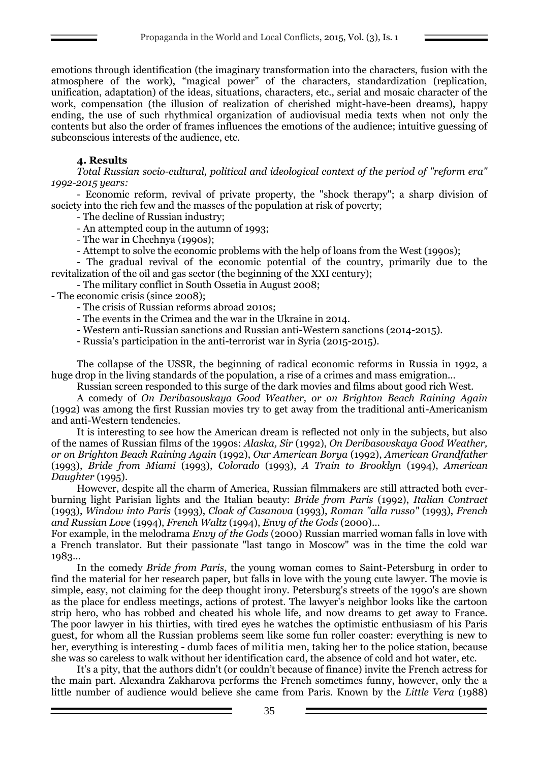emotions through identification (the imaginary transformation into the characters, fusion with the atmosphere of the work), "magical power" of the characters, standardization (replication, unification, adaptation) of the ideas, situations, characters, etc., serial and mosaic character of the work, compensation (the illusion of realization of cherished might-have-been dreams), happy ending, the use of such rhythmical organization of audiovisual media texts when not only the contents but also the order of frames influences the emotions of the audience; intuitive guessing of subconscious interests of the audience, etc.

## 4. Results

*Total Russian socio-cultural, political and ideological context of the period of "reform era" 1992-2015 years:*

- Economic reform, revival of private property, the "shock therapy"; a sharp division of society into the rich few and the masses of the population at risk of poverty;
- The decline of Russian industry;
- An attempted coup in the autumn of 1993;
- The war in Chechnya (1990s);
- Attempt to solve the economic problems with the help of loans from the West (1990s);
- The gradual revival of the economic potential of the country, primarily due to the revitalization of the oil and gas sector (the beginning of the XXI century);
- The military conflict in South Ossetia in August 2008;
- The economic crisis (since 2008);
- The crisis of Russian reforms abroad 2010s;
- The events in the Crimea and the war in the Ukraine in 2014.
- Western anti-Russian sanctions and Russian anti-Western sanctions (2014-2015).
- Russia's participation in the anti-terrorist war in Syria (2015-2015).

The collapse of the USSR, the beginning of radical economic reforms in Russia in 1992, a huge drop in the living standards of the population, a rise of a crimes and mass emigration...

Russian screen responded to this surge of the dark movies and films about good rich West.

A comedy of *On Deribasovskaya Good Weather, or on Brighton Beach Raining Again* (1992) was among the first Russian movies try to get away from the traditional anti-Americanism and anti-Western tendencies.

It is interesting to see how the American dream is reflected not only in the subjects, but also of the names of Russian films of the 1990s: *Alaska, Sir* (1992), *On Deribasovskaya Good Weather, or on Brighton Beach Raining Again* (1992), *Our American Borya* (1992), *American Grandfather* (1993), *Bride from Miami* (1993), *Colorado* (1993), *A Train to Brooklyn* (1994), *American Daughter* (1995).

However, despite all the charm of America, Russian filmmakers are still attracted both ever-burning light Parisian lights and the Italian beauty: *Bride from Paris* (1992), *Italian Contract* (1993), *Window into Paris* (1993), *Cloak of Casanova* (1993), *Roman "alla russo"* (1993), *French and Russian Love* (1994), *French Waltz* (1994), *Envy of the Gods* (2000)...

For example, in the melodrama *Envy of the Gods* (2000) Russian married woman falls in love with a French translator. But their passionate "last tango in Moscow" was in the time the cold war 1983...

In the comedy *Bride from Paris*, the young woman comes to Saint-Petersburg in order to find the material for her research paper, but falls in love with the young cute lawyer. The movie is simple, easy, not claiming for the deep thought irony. Petersburg's streets of the 1990's are shown as the place for endless meetings, actions of protest. The lawyer's neighbor looks like the cartoon strip hero, who has robbed and cheated his whole life, and now dreams to get away to France. The poor lawyer in his thirties, with tired eyes he watches the optimistic enthusiasm of his Paris guest, for whom all the Russian problems seem like some fun roller coaster: everything is new to her, everything is interesting - dumb faces of militia men, taking her to the police station, because she was so careless to walk without her identification card, the absence of cold and hot water, etc.

It's a pity, that the authors didn't (or couldn't because of finance) invite the French actress for the main part. Alexandra Zakharova performs the French sometimes funny, however, only the a little number of audience would believe she came from Paris. Known by the *Little Vera* (1988)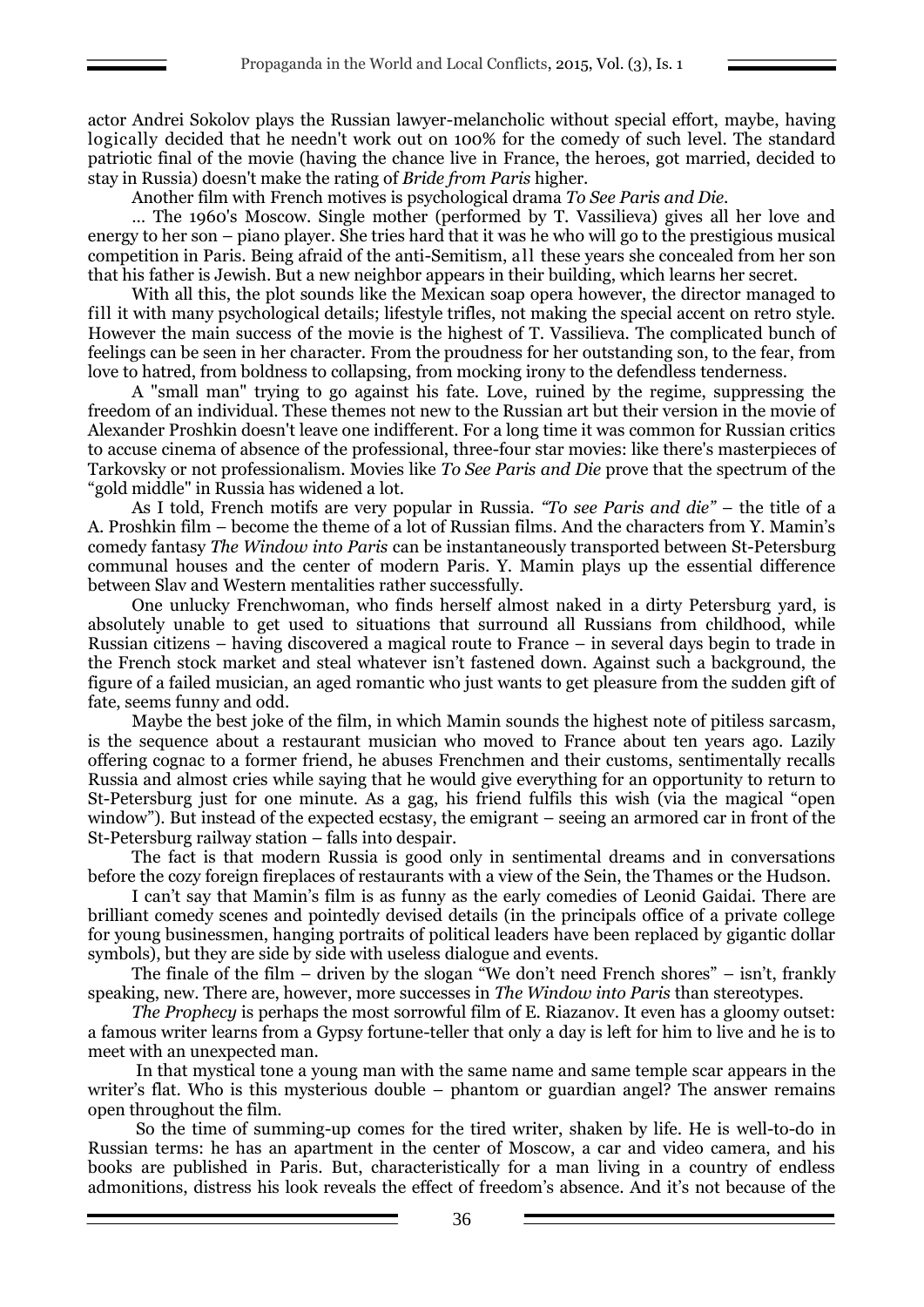actor Andrei Sokolov plays the Russian lawyer-melancholic without special effort, maybe, having logically decided that he needn't work out on 100% for the comedy of such level. The standard patriotic final of the movie (having the chance live in France, the heroes, got married, decided to stay in Russia) doesn't make the rating of *Bride from Paris* higher.

Another film with French motives is psychological drama *To See Paris and Die*.

... The 1960's Moscow. Single mother (performed by T. Vassilieva) gives all her love and energy to her son – piano player. She tries hard that it was he who will go to the prestigious musical competition in Paris. Being afraid of the anti-Semitism, all these years she concealed from her son that his father is Jewish. But a new neighbor appears in their building, which learns her secret.

With all this, the plot sounds like the Mexican soap opera however, the director managed to fill it with many psychological details; lifestyle trifles, not making the special accent on retro style. However the main success of the movie is the highest of T. Vassilieva. The complicated bunch of feelings can be seen in her character. From the proudness for her outstanding son, to the fear, from love to hatred, from boldness to collapsing, from mocking irony to the defendless tenderness.

A "small man" trying to go against his fate. Love, ruined by the regime, suppressing the freedom of an individual. These themes not new to the Russian art but their version in the movie of Alexander Proshkin doesn't leave one indifferent. For a long time it was common for Russian critics to accuse cinema of absence of the professional, three-four star movies: like there's masterpieces of Tarkovsky or not professionalism. Movies like *To See Paris and Die* prove that the spectrum of the "gold middle" in Russia has widened a lot.

As I told, French motifs are very popular in Russia. *"To see Paris and die"* – the title of a A. Proshkin film – become the theme of a lot of Russian films. And the characters from Y. Mamin's comedy fantasy *The Window into Paris* can be instantaneously transported between St-Petersburg communal houses and the center of modern Paris. Y. Mamin plays up the essential difference between Slav and Western mentalities rather successfully.

One unlucky Frenchwoman, who finds herself almost naked in a dirty Petersburg yard, is absolutely unable to get used to situations that surround all Russians from childhood, while Russian citizens – having discovered a magical route to France – in several days begin to trade in the French stock market and steal whatever isn't fastened down. Against such a background, the figure of a failed musician, an aged romantic who just wants to get pleasure from the sudden gift of fate, seems funny and odd.

Maybe the best joke of the film, in which Mamin sounds the highest note of pitiless sarcasm, is the sequence about a restaurant musician who moved to France about ten years ago. Lazily offering cognac to a former friend, he abuses Frenchmen and their customs, sentimentally recalls Russia and almost cries while saying that he would give everything for an opportunity to return to St-Petersburg just for one minute. As a gag, his friend fulfils this wish (via the magical "open window"). But instead of the expected ecstasy, the emigrant – seeing an armored car in front of the St-Petersburg railway station – falls into despair.

The fact is that modern Russia is good only in sentimental dreams and in conversations before the cozy foreign fireplaces of restaurants with a view of the Sein, the Thames or the Hudson.

I can't say that Mamin's film is as funny as the early comedies of Leonid Gaidai. There are brilliant comedy scenes and pointedly devised details (in the principals office of a private college for young businessmen, hanging portraits of political leaders have been replaced by gigantic dollar symbols), but they are side by side with useless dialogue and events.

The finale of the film – driven by the slogan "We don't need French shores" – isn't, frankly speaking, new. There are, however, more successes in *The Window into Paris* than stereotypes.

*The Prophecy* is perhaps the most sorrowful film of E. Riazanov. It even has a gloomy outset: a famous writer learns from a Gypsy fortune-teller that only a day is left for him to live and he is to meet with an unexpected man.

In that mystical tone a young man with the same name and same temple scar appears in the writer's flat. Who is this mysterious double – phantom or guardian angel? The answer remains open throughout the film.

So the time of summing-up comes for the tired writer, shaken by life. He is well-to-do in Russian terms: he has an apartment in the center of Moscow, a car and video camera, and his books are published in Paris. But, characteristically for a man living in a country of endless admonitions, distress his look reveals the effect of freedom's absence. And it's not because of the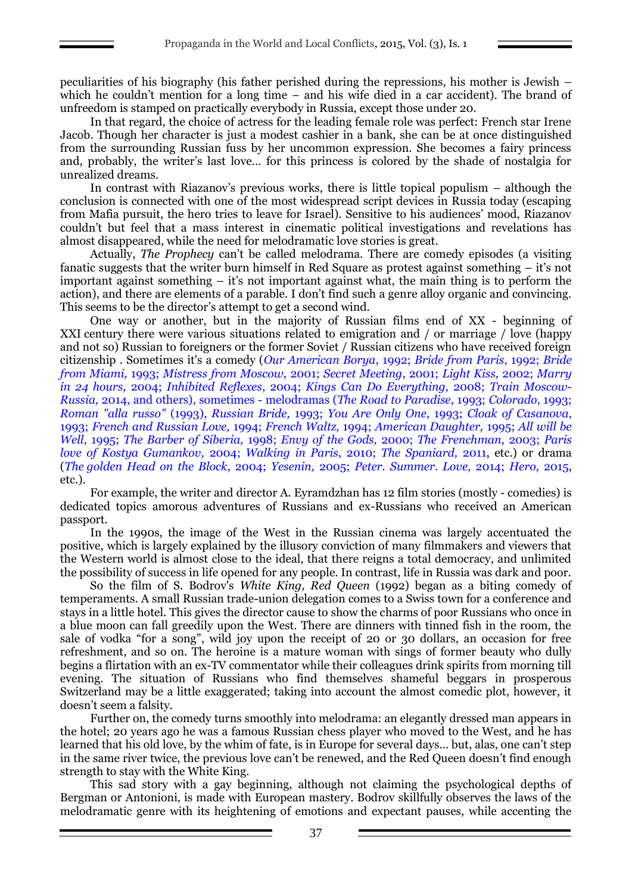peculiarities of his biography (his father perished during the repressions, his mother is Jewish – which he couldn't mention for a long time – and his wife died in a car accident). The brand of unfreedom is stamped on practically everybody in Russia, except those under 20.

In that regard, the choice of actress for the leading female role was perfect: French star Irene Jacob. Though her character is just a modest cashier in a bank, she can be at once distinguished from the surrounding Russian fuss by her uncommon expression. She becomes a fairy princess and, probably, the writer's last love… for this princess is colored by the shade of nostalgia for unrealized dreams.

In contrast with Riazanov's previous works, there is little topical populism – although the conclusion is connected with one of the most widespread script devices in Russia today (escaping from Mafia pursuit, the hero tries to leave for Israel). Sensitive to his audiences' mood, Riazanov couldn't but feel that a mass interest in cinematic political investigations and revelations has almost disappeared, while the need for melodramatic love stories is great.

Actually, *The Prophecy* can't be called melodrama. There are comedy episodes (a visiting fanatic suggests that the writer burn himself in Red Square as protest against something – it's not important against something – it's not important against what, the main thing is to perform the action), and there are elements of a parable. I don't find such a genre alloy organic and convincing. This seems to be the director's attempt to get a second wind.

One way or another, but in the majority of Russian films end of XX - beginning of XXI century there were various situations related to emigration and / or marriage / love (happy and not so) Russian to foreigners or the former Soviet / Russian citizens who have received foreign citizenship . Sometimes it's a comedy (*Our American Borya*, 1992; *Bride from Paris*, 1992; *Bride from Miami,* 1993; *Mistress from Moscow,* 2001; *Secret Meeting*, 2001; *Light Kiss,* 2002; *Marry in 24 hours,* 2004; *Inhibited Reflexes*, 2004; *Kings Can Do Everything,* 2008; *Train Moscow-Russia,* 2014, and others), sometimes - melodramas (*The Road to Paradise*, 1993; *Colorado*, 1993; *Roman "alla russo"* (1993), *Russian Bride,* 1993; *You Are Only One*, 1993; *Cloak of Casanova*, 1993; *French and Russian Love,* 1994; *French Waltz,* 1994; *American Daughter,* 1995; *All will be Well*, 1995; *The Barber of Siberia,* 1998; *Envy of the Gods,* 2000; *The Frenchman,* 2003; *Paris love of Kostya Gumankov,* 2004; *Walking in Paris*, 2010; *The Spaniard,* 2011, etc.) or drama (*The golden Head on the Block*, 2004; *Yesenin,* 2005; *Peter. Summer. Love,* 2014; *Hero,* 2015, etc.).

For example, the writer and director A. Eyramdzhan has 12 film stories (mostly - comedies) is dedicated topics amorous adventures of Russians and ex-Russians who received an American passport.

In the 1990s, the image of the West in the Russian cinema was largely accentuated the positive, which is largely explained by the illusory conviction of many filmmakers and viewers that the Western world is almost close to the ideal, that there reigns a total democracy, and unlimited the possibility of success in life opened for any people. In contrast, life in Russia was dark and poor.

So the film of S. Bodrov's *White King, Red Queen* (1992) began as a biting comedy of temperaments. A small Russian trade-union delegation comes to a Swiss town for a conference and stays in a little hotel. This gives the director cause to show the charms of poor Russians who once in a blue moon can fall greedily upon the West. There are dinners with tinned fish in the room, the sale of vodka "for a song", wild joy upon the receipt of 20 or 30 dollars, an occasion for free refreshment, and so on. The heroine is a mature woman with sings of former beauty who dully begins a flirtation with an ex-TV commentator while their colleagues drink spirits from morning till evening. The situation of Russians who find themselves shameful beggars in prosperous Switzerland may be a little exaggerated; taking into account the almost comedic plot, however, it doesn't seem a falsity.

Further on, the comedy turns smoothly into melodrama: an elegantly dressed man appears in the hotel; 20 years ago he was a famous Russian chess player who moved to the West, and he has learned that his old love, by the whim of fate, is in Europe for several days… but, alas, one can't step in the same river twice, the previous love can't be renewed, and the Red Queen doesn't find enough strength to stay with the White King.

This sad story with a gay beginning, although not claiming the psychological depths of Bergman or Antonioni, is made with European mastery. Bodrov skillfully observes the laws of the melodramatic genre with its heightening of emotions and expectant pauses, while accenting the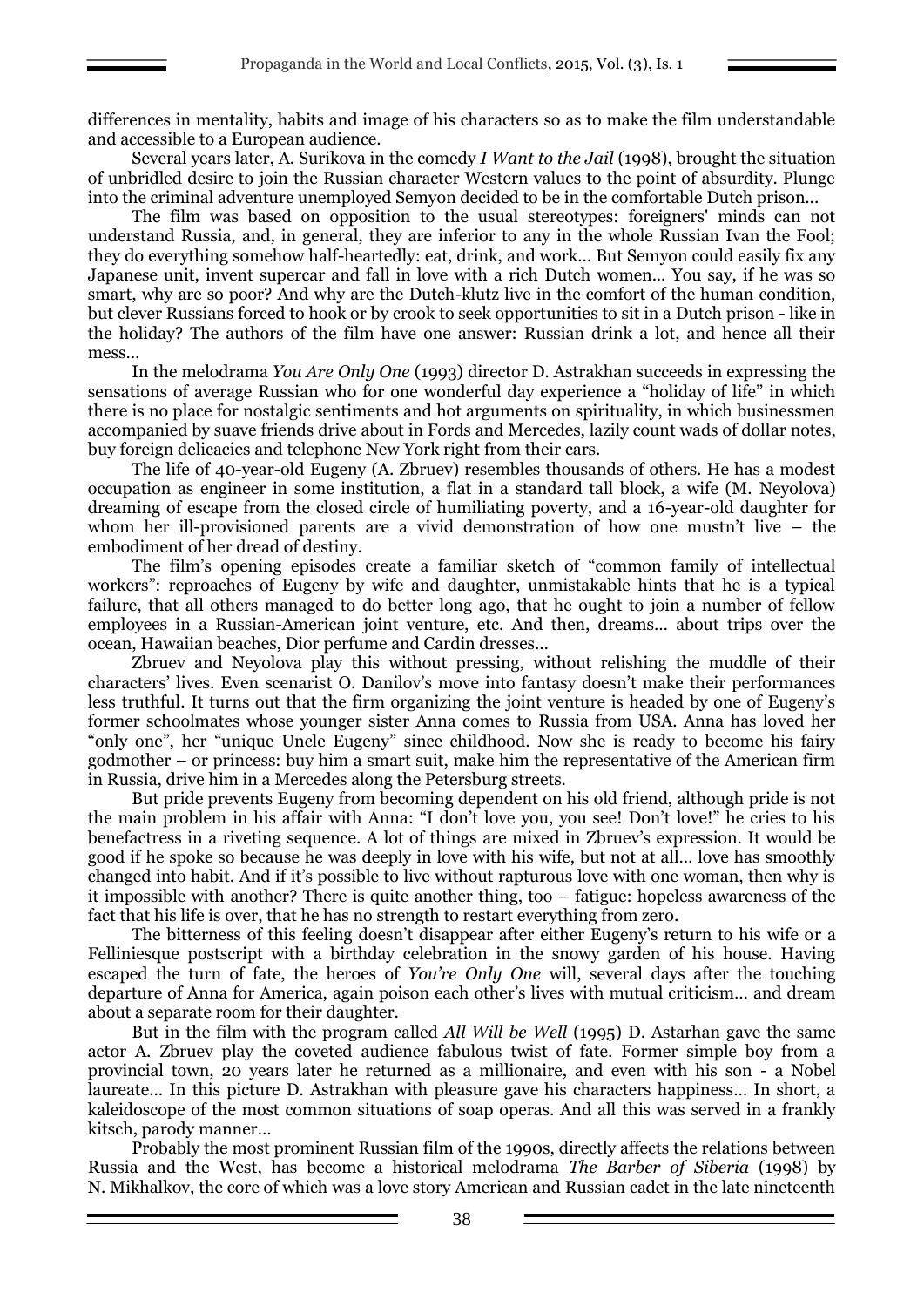differences in mentality, habits and image of his characters so as to make the film understandable and accessible to a European audience.

Several years later, A. Surikova in the comedy *I Want to the Jail* (1998), brought the situation of unbridled desire to join the Russian character Western values to the point of absurdity. Plunge into the criminal adventure unemployed Semyon decided to be in the comfortable Dutch prison...

The film was based on opposition to the usual stereotypes: foreigners' minds can not understand Russia, and, in general, they are inferior to any in the whole Russian Ivan the Fool; they do everything somehow half-heartedly: eat, drink, and work... But Semyon could easily fix any Japanese unit, invent supercar and fall in love with a rich Dutch women... You say, if he was so smart, why are so poor? And why are the Dutch-klutz live in the comfort of the human condition, but clever Russians forced to hook or by crook to seek opportunities to sit in a Dutch prison - like in the holiday? The authors of the film have one answer: Russian drink a lot, and hence all their mess...

In the melodrama *You Are Only One* (1993) director D. Astrakhan succeeds in expressing the sensations of average Russian who for one wonderful day experience a "holiday of life" in which there is no place for nostalgic sentiments and hot arguments on spirituality, in which businessmen accompanied by suave friends drive about in Fords and Mercedes, lazily count wads of dollar notes, buy foreign delicacies and telephone New York right from their cars.

The life of 40-year-old Eugeny (A. Zbruev) resembles thousands of others. He has a modest occupation as engineer in some institution, a flat in a standard tall block, a wife (M. Neyolova) dreaming of escape from the closed circle of humiliating poverty, and a 16-year-old daughter for whom her ill-provisioned parents are a vivid demonstration of how one mustn't live – the embodiment of her dread of destiny.

The film's opening episodes create a familiar sketch of "common family of intellectual workers": reproaches of Eugeny by wife and daughter, unmistakable hints that he is a typical failure, that all others managed to do better long ago, that he ought to join a number of fellow employees in a Russian-American joint venture, etc. And then, dreams... about trips over the ocean, Hawaiian beaches, Dior perfume and Cardin dresses...

Zbruev and Neyolova play this without pressing, without relishing the muddle of their characters' lives. Even scenarist O. Danilov's move into fantasy doesn't make their performances less truthful. It turns out that the firm organizing the joint venture is headed by one of Eugeny's former schoolmates whose younger sister Anna comes to Russia from USA. Anna has loved her "only one", her "unique Uncle Eugeny" since childhood. Now she is ready to become his fairy godmother – or princess: buy him a smart suit, make him the representative of the American firm in Russia, drive him in a Mercedes along the Petersburg streets.

But pride prevents Eugeny from becoming dependent on his old friend, although pride is not the main problem in his affair with Anna: "I don't love you, you see! Don't love!" he cries to his benefactress in a riveting sequence. A lot of things are mixed in Zbruev's expression. It would be good if he spoke so because he was deeply in love with his wife, but not at all... love has smoothly changed into habit. And if it's possible to live without rapturous love with one woman, then why is it impossible with another? There is quite another thing, too – fatigue: hopeless awareness of the fact that his life is over, that he has no strength to restart everything from zero.

The bitterness of this feeling doesn't disappear after either Eugeny's return to his wife or a Felliniesque postscript with a birthday celebration in the snowy garden of his house. Having escaped the turn of fate, the heroes of *You're Only One* will, several days after the touching departure of Anna for America, again poison each other's lives with mutual criticism... and dream about a separate room for their daughter.

But in the film with the program called *All Will be Well* (1995) D. Astarhan gave the same actor A. Zbruev play the coveted audience fabulous twist of fate. Former simple boy from a provincial town, 20 years later he returned as a millionaire, and even with his son - a Nobel laureate... In this picture D. Astrakhan with pleasure gave his characters happiness... In short, a kaleidoscope of the most common situations of soap operas. And all this was served in a frankly kitsch, parody manner...

Probably the most prominent Russian film of the 1990s, directly affects the relations between Russia and the West, has become a historical melodrama *The Barber of Siberia* (1998) by N. Mikhalkov, the core of which was a love story American and Russian cadet in the late nineteenth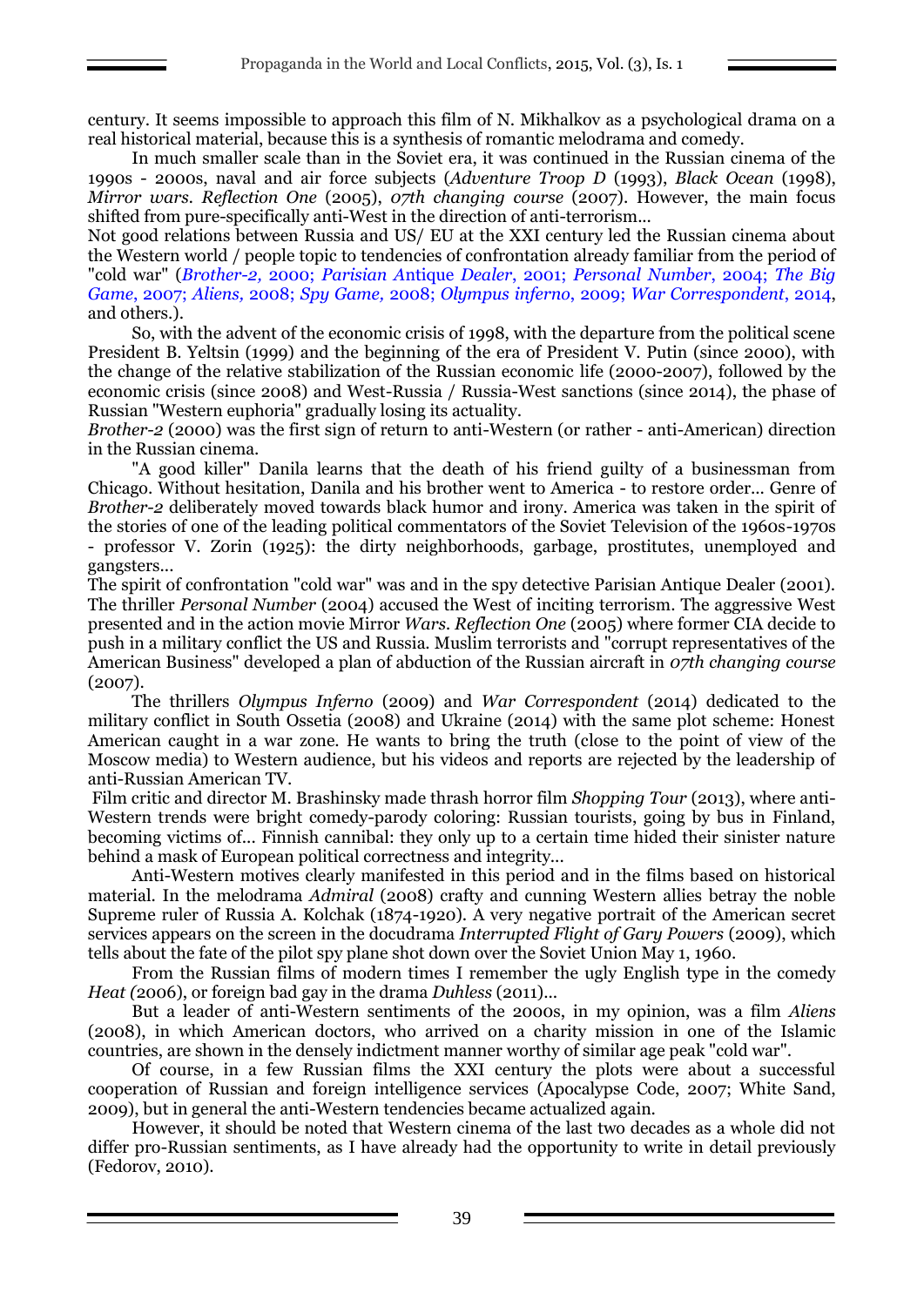century. It seems impossible to approach this film of N. Mikhalkov as a psychological drama on a real historical material, because this is a synthesis of romantic melodrama and comedy.

In much smaller scale than in the Soviet era, it was continued in the Russian cinema of the 1990s - 2000s, naval and air force subjects (*Adventure Troop D* (1993), *Black Ocean* (1998), *Mirror wars. Reflection One* (2005), *07th changing course* (2007). However, the main focus shifted from pure-specifically anti-West in the direction of anti-terrorism...

Not good relations between Russia and US/ EU at the XXI century led the Russian cinema about the Western world / people topic to tendencies of confrontation already familiar from the period of "cold war" (*Brother-2,* 2000; *Parisian* Antique *Dealer*, 2001; *Personal Number*, 2004; *The Big Game*, 2007; *Aliens,* 2008; *Spy Game,* 2008; *Olympus inferno*, 2009; *War Correspondent*, 2014, and others.).

So, with the advent of the economic crisis of 1998, with the departure from the political scene President B. Yeltsin (1999) and the beginning of the era of President V. Putin (since 2000), with the change of the relative stabilization of the Russian economic life (2000-2007), followed by the economic crisis (since 2008) and West-Russia / Russia-West sanctions (since 2014), the phase of Russian "Western euphoria" gradually losing its actuality.

*Brother-2* (2000) was the first sign of return to anti-Western (or rather - anti-American) direction in the Russian cinema.

"A good killer" Danila learns that the death of his friend guilty of a businessman from Chicago. Without hesitation, Danila and his brother went to America - to restore order... Genre of *Brother-2* deliberately moved towards black humor and irony. America was taken in the spirit of the stories of one of the leading political commentators of the Soviet Television of the 1960s-1970s - professor V. Zorin (1925): the dirty neighborhoods, garbage, prostitutes, unemployed and gangsters...

The spirit of confrontation "cold war" was and in the spy detective Parisian Antique Dealer (2001). The thriller *Personal Number* (2004) accused the West of inciting terrorism. The aggressive West presented and in the action movie Mirror *Wars. Reflection One* (2005) where former CIA decide to push in a military conflict the US and Russia. Muslim terrorists and "corrupt representatives of the American Business" developed a plan of abduction of the Russian aircraft in *07th changing course* (2007).

The thrillers *Olympus Inferno* (2009) and *War Correspondent* (2014) dedicated to the military conflict in South Ossetia (2008) and Ukraine (2014) with the same plot scheme: Honest American caught in a war zone. He wants to bring the truth (close to the point of view of the Moscow media) to Western audience, but his videos and reports are rejected by the leadership of anti-Russian American TV.

Film critic and director M. Brashinsky made thrash horror film *Shopping Tour* (2013), where anti-Western trends were bright comedy-parody coloring: Russian tourists, going by bus in Finland, becoming victims of... Finnish cannibal: they only up to a certain time hided their sinister nature behind a mask of European political correctness and integrity...

Anti-Western motives clearly manifested in this period and in the films based on historical material. In the melodrama *Admiral* (2008) crafty and cunning Western allies betray the noble Supreme ruler of Russia A. Kolchak (1874-1920). A very negative portrait of the American secret services appears on the screen in the docudrama *Interrupted Flight of Gary Powers* (2009), which tells about the fate of the pilot spy plane shot down over the Soviet Union May 1, 1960.

From the Russian films of modern times I remember the ugly English type in the comedy *Heat (*2006), or foreign bad gay in the drama *Duhless* (2011)...

But a leader of anti-Western sentiments of the 2000s, in my opinion, was a film *Aliens* (2008), in which American doctors, who arrived on a charity mission in one of the Islamic countries, are shown in the densely indictment manner worthy of similar age peak "cold war".

Of course, in a few Russian films the XXI century the plots were about a successful cooperation of Russian and foreign intelligence services (Apocalypse Code, 2007; White Sand, 2009), but in general the anti-Western tendencies became actualized again.

However, it should be noted that Western cinema of the last two decades as a whole did not differ pro-Russian sentiments, as I have already had the opportunity to write in detail previously (Fedorov, 2010).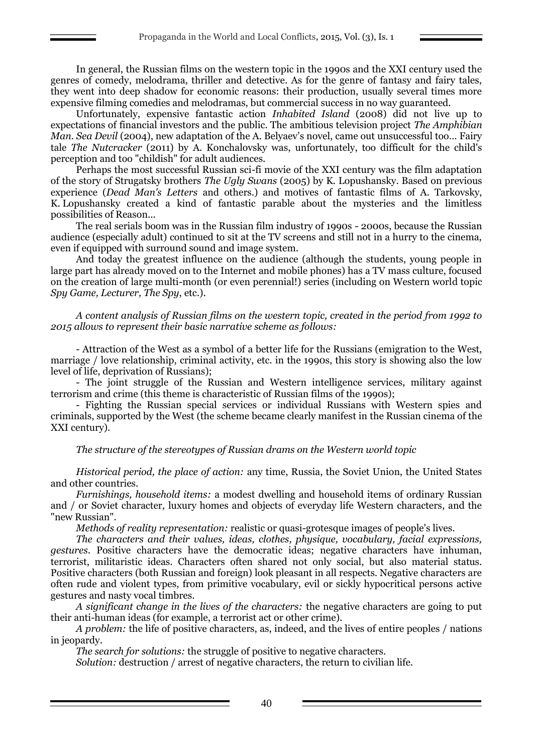In general, the Russian films on the western topic in the 1990s and the XXI century used the genres of comedy, melodrama, thriller and detective. As for the genre of fantasy and fairy tales, they went into deep shadow for economic reasons: their production, usually several times more expensive filming comedies and melodramas, but commercial success in no way guaranteed.

Unfortunately, expensive fantastic action *Inhabited Island* (2008) did not live up to expectations of financial investors and the public. The ambitious television project *The Amphibian Man. Sea Devil* (2004), new adaptation of the A. Belyaev's novel, came out unsuccessful too... Fairy tale *The Nutcracker* (2011) by A. Konchalovsky was, unfortunately, too difficult for the child's perception and too "childish" for adult audiences.

Perhaps the most successful Russian sci-fi movie of the XXI century was the film adaptation of the story of Strugatsky brothers *The Ugly Swans* (2005) by K. Lopushansky. Based on previous experience (*Dead Man's Letters* and others.) and motives of fantastic films of A. Tarkovsky, K. Lopushansky created a kind of fantastic parable about the mysteries and the limitless possibilities of Reason...

The real serials boom was in the Russian film industry of 1990s - 2000s, because the Russian audience (especially adult) continued to sit at the TV screens and still not in a hurry to the cinema, even if equipped with surround sound and image system.

And today the greatest influence on the audience (although the students, young people in large part has already moved on to the Internet and mobile phones) has a TV mass culture, focused on the creation of large multi-month (or even perennial!) series (including on Western world topic *Spy Game, Lecturer, The Spy*, etc.).

*A content analysis of Russian films on the western topic, created in the period from 1992 to 2015 allows to represent their basic narrative scheme as follows:*

- Attraction of the West as a symbol of a better life for the Russians (emigration to the West, marriage / love relationship, criminal activity, etc. in the 1990s, this story is showing also the low level of life, deprivation of Russians);
- The joint struggle of the Russian and Western intelligence services, military against terrorism and crime (this theme is characteristic of Russian films of the 1990s);
- Fighting the Russian special services or individual Russians with Western spies and criminals, supported by the West (the scheme became clearly manifest in the Russian cinema of the XXI century).

*The structure of the stereotypes of Russian drams on the Western world topic*

*Historical period, the place of action:* any time, Russia, the Soviet Union, the United States and other countries.

*Furnishings, household items:* a modest dwelling and household items of ordinary Russian and / or Soviet character, luxury homes and objects of everyday life Western characters, and the "new Russian".

*Methods of reality representation:* realistic or quasi-grotesque images of people's lives.

*The characters and their values, ideas, clothes, physique, vocabulary, facial expressions, gestures.* Positive characters have the democratic ideas; negative characters have inhuman, terrorist, militaristic ideas. Characters often shared not only social, but also material status. Positive characters (both Russian and foreign) look pleasant in all respects. Negative characters are often rude and violent types, from primitive vocabulary, evil or sickly hypocritical persons active gestures and nasty vocal timbres.

*A significant change in the lives of the characters:* the negative characters are going to put their anti-human ideas (for example, a terrorist act or other crime).

*A problem:* the life of positive characters, as, indeed, and the lives of entire peoples / nations in jeopardy.

*The search for solutions:* the struggle of positive to negative characters.

*Solution:* destruction / arrest of negative characters, the return to civilian life.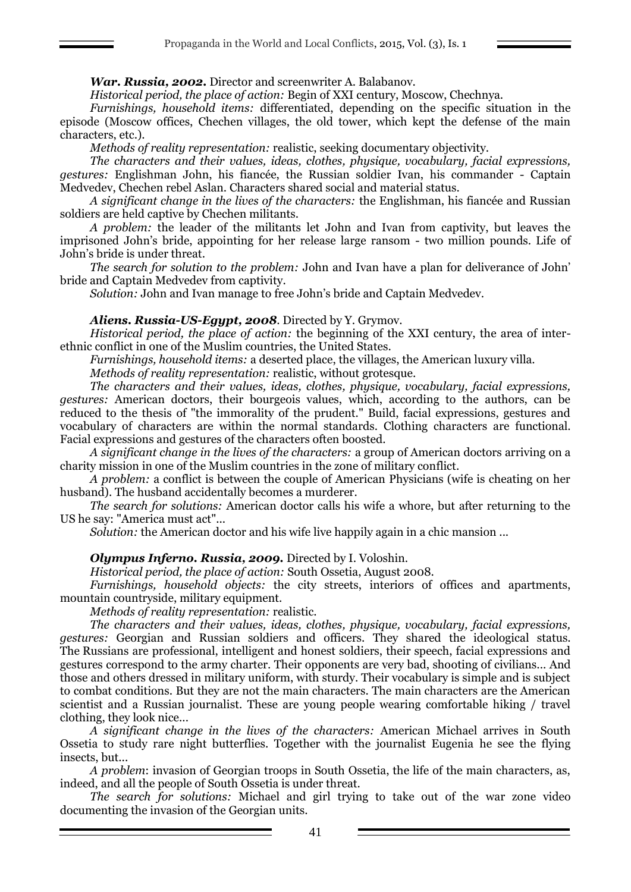***War. Russia, 2002.*** Director and screenwriter A. Balabanov.

*Historical period, the place of action:* Begin of XXI century, Moscow, Chechnya.

*Furnishings, household items:* differentiated, depending on the specific situation in the episode (Moscow offices, Chechen villages, the old tower, which kept the defense of the main characters, etc.).

*Methods of reality representation:* realistic, seeking documentary objectivity.

*The characters and their values, ideas, clothes, physique, vocabulary, facial expressions, gestures:* Englishman John, his fiancée, the Russian soldier Ivan, his commander - Captain Medvedev, Chechen rebel Aslan. Characters shared social and material status.

*A significant change in the lives of the characters:* the Englishman, his fiancée and Russian soldiers are held captive by Chechen militants.

*A problem:* the leader of the militants let John and Ivan from captivity, but leaves the imprisoned John's bride, appointing for her release large ransom - two million pounds. Life of John's bride is under threat.

*The search for solution to the problem:* John and Ivan have a plan for deliverance of John' bride and Captain Medvedev from captivity.

*Solution:* John and Ivan manage to free John's bride and Captain Medvedev.

***Aliens. Russia-US-Egypt, 2008***. Directed by Y. Grymov.

*Historical period, the place of action:* the beginning of the XXI century, the area of inter-ethnic conflict in one of the Muslim countries, the United States.

*Furnishings, household items:* a deserted place, the villages, the American luxury villa.

*Methods of reality representation:* realistic, without grotesque.

*The characters and their values, ideas, clothes, physique, vocabulary, facial expressions, gestures:* American doctors, their bourgeois values, which, according to the authors, can be reduced to the thesis of "the immorality of the prudent." Build, facial expressions, gestures and vocabulary of characters are within the normal standards. Clothing characters are functional. Facial expressions and gestures of the characters often boosted.

*A significant change in the lives of the characters:* a group of American doctors arriving on a charity mission in one of the Muslim countries in the zone of military conflict.

*A problem:* a conflict is between the couple of American Physicians (wife is cheating on her husband). The husband accidentally becomes a murderer.

*The search for solutions:* American doctor calls his wife a whore, but after returning to the US he say: "America must act"...

*Solution:* the American doctor and his wife live happily again in a chic mansion ...

***Olympus Inferno. Russia, 2009.*** Directed by I. Voloshin.

*Historical period, the place of action:* South Ossetia, August 2008.

*Furnishings, household objects:* the city streets, interiors of offices and apartments, mountain countryside, military equipment.

*Methods of reality representation:* realistic.

*The characters and their values, ideas, clothes, physique, vocabulary, facial expressions, gestures:* Georgian and Russian soldiers and officers. They shared the ideological status. The Russians are professional, intelligent and honest soldiers, their speech, facial expressions and gestures correspond to the army charter. Their opponents are very bad, shooting of civilians... And those and others dressed in military uniform, with sturdy. Their vocabulary is simple and is subject to combat conditions. But they are not the main characters. The main characters are the American scientist and a Russian journalist. These are young people wearing comfortable hiking / travel clothing, they look nice...

*A significant change in the lives of the characters:* American Michael arrives in South Ossetia to study rare night butterflies. Together with the journalist Eugenia he see the flying insects, but...

*A problem*: invasion of Georgian troops in South Ossetia, the life of the main characters, as, indeed, and all the people of South Ossetia is under threat.

*The search for solutions:* Michael and girl trying to take out of the war zone video documenting the invasion of the Georgian units.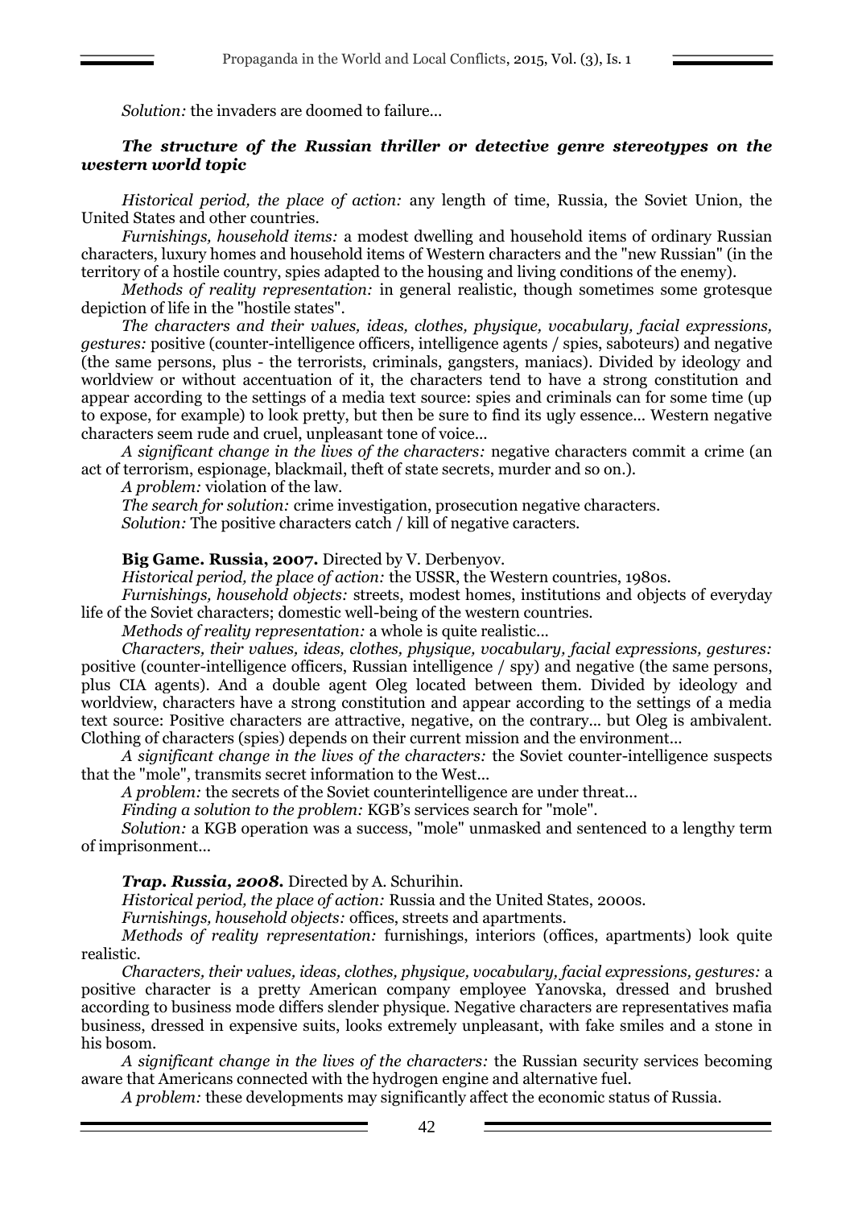*Solution:* the invaders are doomed to failure…

### *The structure of the Russian thriller or detective genre stereotypes on the western world topic*

*Historical period, the place of action:* any length of time, Russia, the Soviet Union, the United States and other countries.

*Furnishings, household items:* a modest dwelling and household items of ordinary Russian characters, luxury homes and household items of Western characters and the "new Russian" (in the territory of a hostile country, spies adapted to the housing and living conditions of the enemy).

*Methods of reality representation:* in general realistic, though sometimes some grotesque depiction of life in the "hostile states".

*The characters and their values, ideas, clothes, physique, vocabulary, facial expressions, gestures:* positive (counter-intelligence officers, intelligence agents / spies, saboteurs) and negative (the same persons, plus - the terrorists, criminals, gangsters, maniacs). Divided by ideology and worldview or without accentuation of it, the characters tend to have a strong constitution and appear according to the settings of a media text source: spies and criminals can for some time (up to expose, for example) to look pretty, but then be sure to find its ugly essence… Western negative characters seem rude and cruel, unpleasant tone of voice…

*A significant change in the lives of the characters:* negative characters commit a crime (an act of terrorism, espionage, blackmail, theft of state secrets, murder and so on.).

*A problem:* violation of the law.

*The search for solution:* crime investigation, prosecution negative characters.

*Solution:* The positive characters catch / kill of negative caracters.

**Big Game. Russia, 2007.** Directed by V. Derbenyov.

*Historical period, the place of action:* the USSR, the Western countries, 1980s.

*Furnishings, household objects:* streets, modest homes, institutions and objects of everyday life of the Soviet characters; domestic well-being of the western countries.

*Methods of reality representation:* a whole is quite realistic…

*Characters, their values, ideas, clothes, physique, vocabulary, facial expressions, gestures:* positive (counter-intelligence officers, Russian intelligence / spy) and negative (the same persons, plus CIA agents). And a double agent Oleg located between them. Divided by ideology and worldview, characters have a strong constitution and appear according to the settings of a media text source: Positive characters are attractive, negative, on the contrary… but Oleg is ambivalent. Clothing of characters (spies) depends on their current mission and the environment…

*A significant change in the lives of the characters:* the Soviet counter-intelligence suspects that the "mole", transmits secret information to the West…

*A problem:* the secrets of the Soviet counterintelligence are under threat…

*Finding a solution to the problem:* KGB's services search for "mole".

*Solution:* a KGB operation was a success, "mole" unmasked and sentenced to a lengthy term of imprisonment…

***Trap. Russia, 2008.*** Directed by A. Schurihin.

*Historical period, the place of action:* Russia and the United States, 2000s.

*Furnishings, household objects:* offices, streets and apartments.

*Methods of reality representation:* furnishings, interiors (offices, apartments) look quite realistic.

*Characters, their values, ideas, clothes, physique, vocabulary, facial expressions, gestures:* a positive character is a pretty American company employee Yanovska, dressed and brushed according to business mode differs slender physique. Negative characters are representatives mafia business, dressed in expensive suits, looks extremely unpleasant, with fake smiles and a stone in his bosom.

*A significant change in the lives of the characters:* the Russian security services becoming aware that Americans connected with the hydrogen engine and alternative fuel.

*A problem:* these developments may significantly affect the economic status of Russia.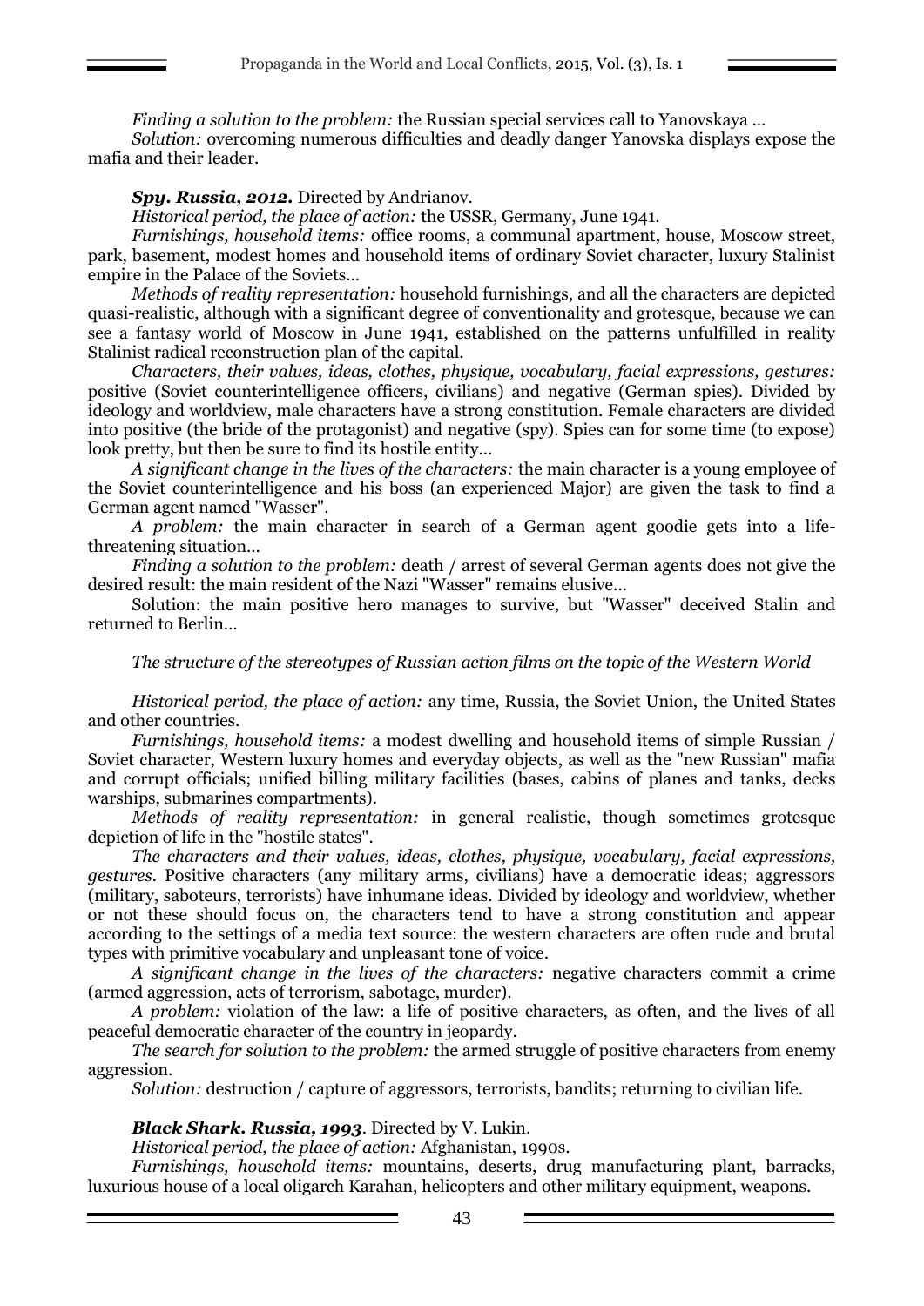*Finding a solution to the problem:* the Russian special services call to Yanovskaya ...

*Solution:* overcoming numerous difficulties and deadly danger Yanovska displays expose the mafia and their leader.

***Spy. Russia, 2012.*** Directed by Andrianov.

*Historical period, the place of action:* the USSR, Germany, June 1941.

*Furnishings, household items:* office rooms, a communal apartment, house, Moscow street, park, basement, modest homes and household items of ordinary Soviet character, luxury Stalinist empire in the Palace of the Soviets...

*Methods of reality representation:* household furnishings, and all the characters are depicted quasi-realistic, although with a significant degree of conventionality and grotesque, because we can see a fantasy world of Moscow in June 1941, established on the patterns unfulfilled in reality Stalinist radical reconstruction plan of the capital.

*Characters, their values, ideas, clothes, physique, vocabulary, facial expressions, gestures:* positive (Soviet counterintelligence officers, civilians) and negative (German spies). Divided by ideology and worldview, male characters have a strong constitution. Female characters are divided into positive (the bride of the protagonist) and negative (spy). Spies can for some time (to expose) look pretty, but then be sure to find its hostile entity...

*A significant change in the lives of the characters:* the main character is a young employee of the Soviet counterintelligence and his boss (an experienced Major) are given the task to find a German agent named "Wasser".

*A problem:* the main character in search of a German agent goodie gets into a life-threatening situation...

*Finding a solution to the problem:* death / arrest of several German agents does not give the desired result: the main resident of the Nazi "Wasser" remains elusive...

Solution: the main positive hero manages to survive, but "Wasser" deceived Stalin and returned to Berlin...

*The structure of the stereotypes of Russian action films on the topic of the Western World*

*Historical period, the place of action:* any time, Russia, the Soviet Union, the United States and other countries.

*Furnishings, household items:* a modest dwelling and household items of simple Russian / Soviet character, Western luxury homes and everyday objects, as well as the "new Russian" mafia and corrupt officials; unified billing military facilities (bases, cabins of planes and tanks, decks warships, submarines compartments).

*Methods of reality representation:* in general realistic, though sometimes grotesque depiction of life in the "hostile states".

*The characters and their values, ideas, clothes, physique, vocabulary, facial expressions, gestures.* Positive characters (any military arms, civilians) have a democratic ideas; aggressors (military, saboteurs, terrorists) have inhumane ideas. Divided by ideology and worldview, whether or not these should focus on, the characters tend to have a strong constitution and appear according to the settings of a media text source: the western characters are often rude and brutal types with primitive vocabulary and unpleasant tone of voice.

*A significant change in the lives of the characters:* negative characters commit a crime (armed aggression, acts of terrorism, sabotage, murder).

*A problem:* violation of the law: a life of positive characters, as often, and the lives of all peaceful democratic character of the country in jeopardy.

*The search for solution to the problem:* the armed struggle of positive characters from enemy aggression.

*Solution:* destruction / capture of aggressors, terrorists, bandits; returning to civilian life.

***Black Shark. Russia, 1993.*** Directed by V. Lukin.

*Historical period, the place of action:* Afghanistan, 1990s.

*Furnishings, household items:* mountains, deserts, drug manufacturing plant, barracks, luxurious house of a local oligarch Karahan, helicopters and other military equipment, weapons.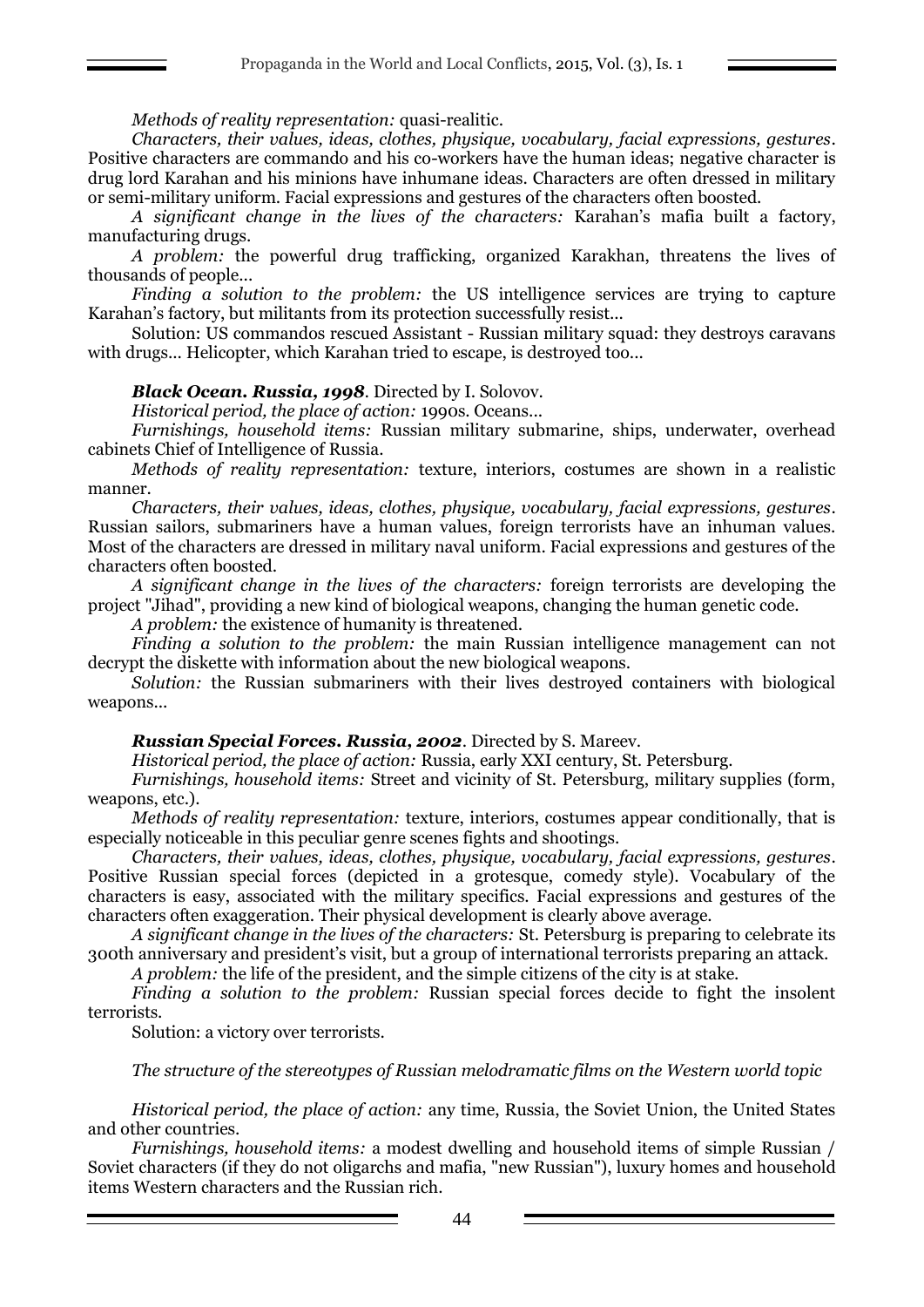*Methods of reality representation:* quasi-realitic.

*Characters, their values, ideas, clothes, physique, vocabulary, facial expressions, gestures*. Positive characters are commando and his co-workers have the human ideas; negative character is drug lord Karahan and his minions have inhumane ideas. Characters are often dressed in military or semi-military uniform. Facial expressions and gestures of the characters often boosted.

*A significant change in the lives of the characters:* Karahan's mafia built a factory, manufacturing drugs.

*A problem:* the powerful drug trafficking, organized Karakhan, threatens the lives of thousands of people…

*Finding a solution to the problem:* the US intelligence services are trying to capture Karahan's factory, but militants from its protection successfully resist…

Solution: US commandos rescued Assistant - Russian military squad: they destroys caravans with drugs… Helicopter, which Karahan tried to escape, is destroyed too…

***Black Ocean. Russia, 1998***. Directed by I. Solovov.

*Historical period, the place of action:* 1990s. Oceans…

*Furnishings, household items:* Russian military submarine, ships, underwater, overhead cabinets Chief of Intelligence of Russia.

*Methods of reality representation:* texture, interiors, costumes are shown in a realistic manner.

*Characters, their values, ideas, clothes, physique, vocabulary, facial expressions, gestures*. Russian sailors, submariners have a human values, foreign terrorists have an inhuman values. Most of the characters are dressed in military naval uniform. Facial expressions and gestures of the characters often boosted.

*A significant change in the lives of the characters:* foreign terrorists are developing the project "Jihad", providing a new kind of biological weapons, changing the human genetic code.

*A problem:* the existence of humanity is threatened.

*Finding a solution to the problem:* the main Russian intelligence management can not decrypt the diskette with information about the new biological weapons.

*Solution:* the Russian submariners with their lives destroyed containers with biological weapons…

***Russian Special Forces. Russia, 2002***. Directed by S. Mareev.

*Historical period, the place of action:* Russia, early XXI century, St. Petersburg.

*Furnishings, household items:* Street and vicinity of St. Petersburg, military supplies (form, weapons, etc.).

*Methods of reality representation:* texture, interiors, costumes appear conditionally, that is especially noticeable in this peculiar genre scenes fights and shootings.

*Characters, their values, ideas, clothes, physique, vocabulary, facial expressions, gestures*. Positive Russian special forces (depicted in a grotesque, comedy style). Vocabulary of the characters is easy, associated with the military specifics. Facial expressions and gestures of the characters often exaggeration. Their physical development is clearly above average.

*A significant change in the lives of the characters:* St. Petersburg is preparing to celebrate its 300th anniversary and president's visit, but a group of international terrorists preparing an attack.

*A problem:* the life of the president, and the simple citizens of the city is at stake.

*Finding a solution to the problem:* Russian special forces decide to fight the insolent terrorists.

Solution: a victory over terrorists.

*The structure of the stereotypes of Russian melodramatic films on the Western world topic*

*Historical period, the place of action:* any time, Russia, the Soviet Union, the United States and other countries.

*Furnishings, household items:* a modest dwelling and household items of simple Russian / Soviet characters (if they do not oligarchs and mafia, "new Russian"), luxury homes and household items Western characters and the Russian rich.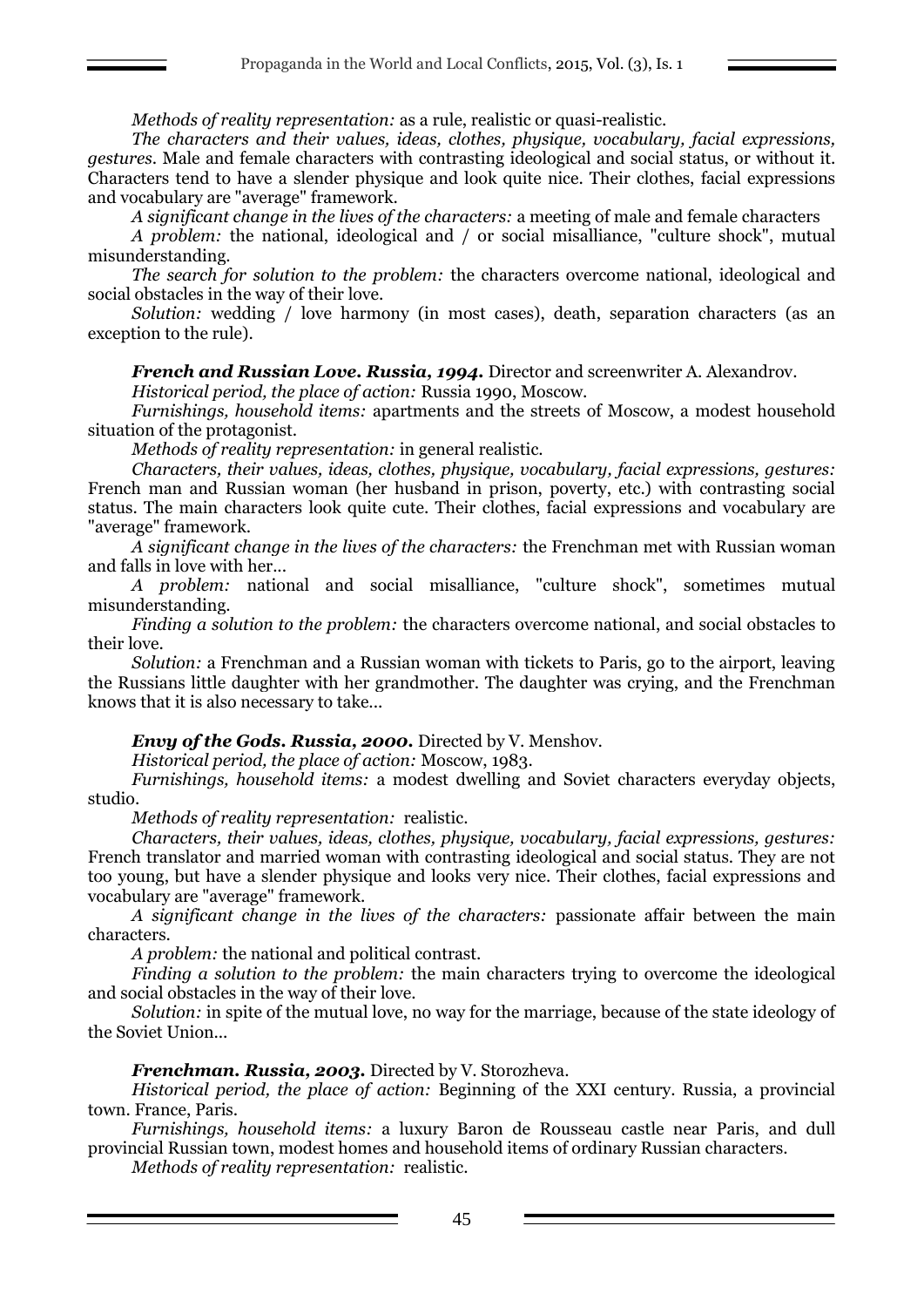*Methods of reality representation:* as a rule, realistic or quasi-realistic.

*The characters and their values, ideas, clothes, physique, vocabulary, facial expressions, gestures*. Male and female characters with contrasting ideological and social status, or without it. Characters tend to have a slender physique and look quite nice. Their clothes, facial expressions and vocabulary are "average" framework.

*A significant change in the lives of the characters:* a meeting of male and female characters

*A problem:* the national, ideological and / or social misalliance, "culture shock", mutual misunderstanding.

*The search for solution to the problem:* the characters overcome national, ideological and social obstacles in the way of their love.

*Solution:* wedding / love harmony (in most cases), death, separation characters (as an exception to the rule).

***French and Russian Love. Russia, 1994.*** Director and screenwriter A. Alexandrov.

*Historical period, the place of action:* Russia 1990, Moscow.

*Furnishings, household items:* apartments and the streets of Moscow, a modest household situation of the protagonist.

*Methods of reality representation:* in general realistic.

*Characters, their values, ideas, clothes, physique, vocabulary, facial expressions, gestures:* French man and Russian woman (her husband in prison, poverty, etc.) with contrasting social status. The main characters look quite cute. Their clothes, facial expressions and vocabulary are "average" framework.

*A significant change in the lives of the characters:* the Frenchman met with Russian woman and falls in love with her…

*A problem:* national and social misalliance, "culture shock", sometimes mutual misunderstanding.

*Finding a solution to the problem:* the characters overcome national, and social obstacles to their love.

*Solution:* a Frenchman and a Russian woman with tickets to Paris, go to the airport, leaving the Russians little daughter with her grandmother. The daughter was crying, and the Frenchman knows that it is also necessary to take…

***Envy of the Gods. Russia, 2000.*** Directed by V. Menshov.

*Historical period, the place of action:* Moscow, 1983.

*Furnishings, household items:* a modest dwelling and Soviet characters everyday objects, studio.

*Methods of reality representation:* realistic.

*Characters, their values, ideas, clothes, physique, vocabulary, facial expressions, gestures:* French translator and married woman with contrasting ideological and social status. They are not too young, but have a slender physique and looks very nice. Their clothes, facial expressions and vocabulary are "average" framework.

*A significant change in the lives of the characters:* passionate affair between the main characters.

*A problem:* the national and political contrast.

*Finding a solution to the problem:* the main characters trying to overcome the ideological and social obstacles in the way of their love.

*Solution:* in spite of the mutual love, no way for the marriage, because of the state ideology of the Soviet Union…

***Frenchman. Russia, 2003.*** Directed by V. Storozheva.

*Historical period, the place of action:* Beginning of the XXI century. Russia, a provincial town. France, Paris.

*Furnishings, household items:* a luxury Baron de Rousseau castle near Paris, and dull provincial Russian town, modest homes and household items of ordinary Russian characters.

*Methods of reality representation:* realistic.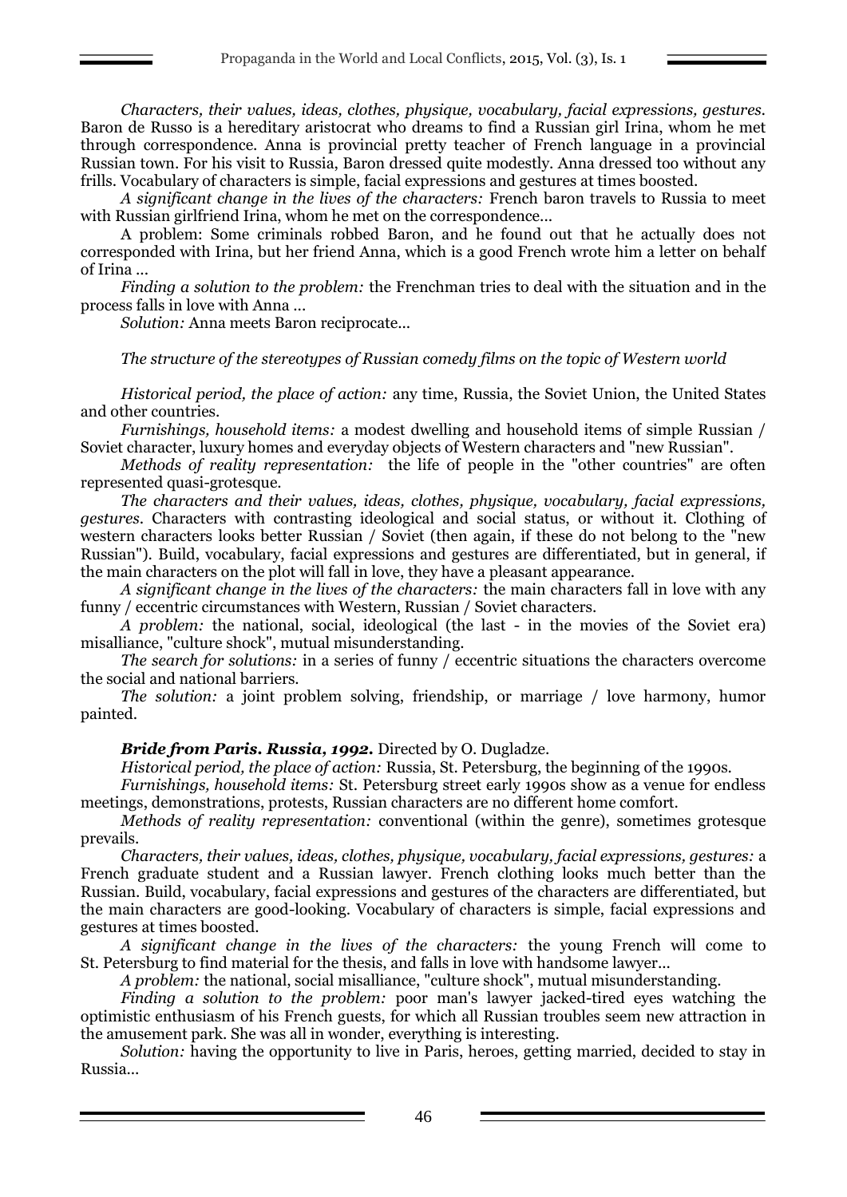*Characters, their values, ideas, clothes, physique, vocabulary, facial expressions, gestures.* Baron de Russo is a hereditary aristocrat who dreams to find a Russian girl Irina, whom he met through correspondence. Anna is provincial pretty teacher of French language in a provincial Russian town. For his visit to Russia, Baron dressed quite modestly. Anna dressed too without any frills. Vocabulary of characters is simple, facial expressions and gestures at times boosted.

*A significant change in the lives of the characters:* French baron travels to Russia to meet with Russian girlfriend Irina, whom he met on the correspondence...

A problem: Some criminals robbed Baron, and he found out that he actually does not corresponded with Irina, but her friend Anna, which is a good French wrote him a letter on behalf of Irina ...

*Finding a solution to the problem:* the Frenchman tries to deal with the situation and in the process falls in love with Anna ...

*Solution:* Anna meets Baron reciprocate...

*The structure of the stereotypes of Russian comedy films on the topic of Western world*

*Historical period, the place of action:* any time, Russia, the Soviet Union, the United States and other countries.

*Furnishings, household items:* a modest dwelling and household items of simple Russian / Soviet character, luxury homes and everyday objects of Western characters and "new Russian".

*Methods of reality representation:* the life of people in the "other countries" are often represented quasi-grotesque.

*The characters and their values, ideas, clothes, physique, vocabulary, facial expressions, gestures.* Characters with contrasting ideological and social status, or without it. Clothing of western characters looks better Russian / Soviet (then again, if these do not belong to the "new Russian"). Build, vocabulary, facial expressions and gestures are differentiated, but in general, if the main characters on the plot will fall in love, they have a pleasant appearance.

*A significant change in the lives of the characters:* the main characters fall in love with any funny / eccentric circumstances with Western, Russian / Soviet characters.

*A problem:* the national, social, ideological (the last - in the movies of the Soviet era) misalliance, "culture shock", mutual misunderstanding.

*The search for solutions:* in a series of funny / eccentric situations the characters overcome the social and national barriers.

*The solution:* a joint problem solving, friendship, or marriage / love harmony, humor painted.

***Bride from Paris. Russia, 1992.*** Directed by O. Dugladze.

*Historical period, the place of action:* Russia, St. Petersburg, the beginning of the 1990s.

*Furnishings, household items:* St. Petersburg street early 1990s show as a venue for endless meetings, demonstrations, protests, Russian characters are no different home comfort.

*Methods of reality representation:* conventional (within the genre), sometimes grotesque prevails.

*Characters, their values, ideas, clothes, physique, vocabulary, facial expressions, gestures:* a French graduate student and a Russian lawyer. French clothing looks much better than the Russian. Build, vocabulary, facial expressions and gestures of the characters are differentiated, but the main characters are good-looking. Vocabulary of characters is simple, facial expressions and gestures at times boosted.

*A significant change in the lives of the characters:* the young French will come to St. Petersburg to find material for the thesis, and falls in love with handsome lawyer...

*A problem:* the national, social misalliance, "culture shock", mutual misunderstanding.

*Finding a solution to the problem:* poor man's lawyer jacked-tired eyes watching the optimistic enthusiasm of his French guests, for which all Russian troubles seem new attraction in the amusement park. She was all in wonder, everything is interesting.

*Solution:* having the opportunity to live in Paris, heroes, getting married, decided to stay in Russia...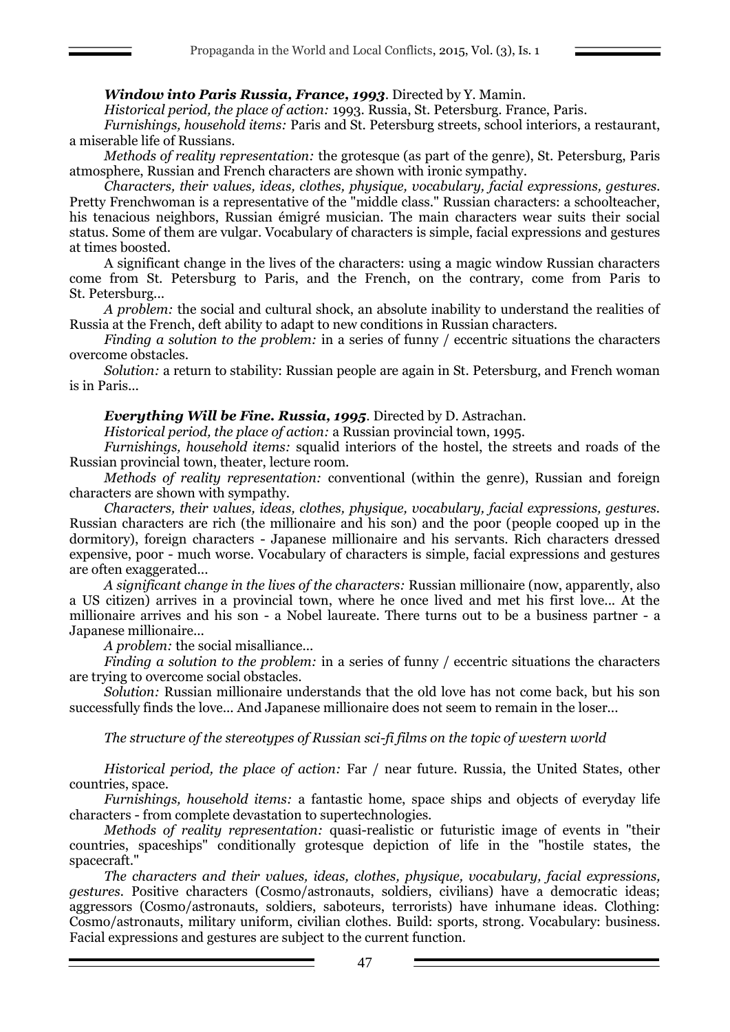***Window into Paris Russia, France, 1993***. Directed by Y. Mamin.

*Historical period, the place of action:* 1993. Russia, St. Petersburg. France, Paris.

*Furnishings, household items:* Paris and St. Petersburg streets, school interiors, a restaurant, a miserable life of Russians.

*Methods of reality representation:* the grotesque (as part of the genre), St. Petersburg, Paris atmosphere, Russian and French characters are shown with ironic sympathy.

*Characters, their values, ideas, clothes, physique, vocabulary, facial expressions, gestures.* Pretty Frenchwoman is a representative of the "middle class." Russian characters: a schoolteacher, his tenacious neighbors, Russian émigré musician. The main characters wear suits their social status. Some of them are vulgar. Vocabulary of characters is simple, facial expressions and gestures at times boosted.

A significant change in the lives of the characters: using a magic window Russian characters come from St. Petersburg to Paris, and the French, on the contrary, come from Paris to St. Petersburg...

*A problem:* the social and cultural shock, an absolute inability to understand the realities of Russia at the French, deft ability to adapt to new conditions in Russian characters.

*Finding a solution to the problem:* in a series of funny / eccentric situations the characters overcome obstacles.

*Solution:* a return to stability: Russian people are again in St. Petersburg, and French woman is in Paris...

***Everything Will be Fine. Russia, 1995***. Directed by D. Astrachan.

*Historical period, the place of action:* a Russian provincial town, 1995.

*Furnishings, household items:* squalid interiors of the hostel, the streets and roads of the Russian provincial town, theater, lecture room.

*Methods of reality representation:* conventional (within the genre), Russian and foreign characters are shown with sympathy.

*Characters, their values, ideas, clothes, physique, vocabulary, facial expressions, gestures.* Russian characters are rich (the millionaire and his son) and the poor (people cooped up in the dormitory), foreign characters - Japanese millionaire and his servants. Rich characters dressed expensive, poor - much worse. Vocabulary of characters is simple, facial expressions and gestures are often exaggerated...

*A significant change in the lives of the characters:* Russian millionaire (now, apparently, also a US citizen) arrives in a provincial town, where he once lived and met his first love... At the millionaire arrives and his son - a Nobel laureate. There turns out to be a business partner - a Japanese millionaire...

*A problem:* the social misalliance...

*Finding a solution to the problem:* in a series of funny / eccentric situations the characters are trying to overcome social obstacles.

*Solution:* Russian millionaire understands that the old love has not come back, but his son successfully finds the love... And Japanese millionaire does not seem to remain in the loser...

*The structure of the stereotypes of Russian sci-fi films on the topic of western world*

*Historical period, the place of action:* Far / near future. Russia, the United States, other countries, space.

*Furnishings, household items:* a fantastic home, space ships and objects of everyday life characters - from complete devastation to supertechnologies.

*Methods of reality representation:* quasi-realistic or futuristic image of events in "their countries, spaceships" conditionally grotesque depiction of life in the "hostile states, the spacecraft."

*The characters and their values, ideas, clothes, physique, vocabulary, facial expressions, gestures.* Positive characters (Cosmo/astronauts, soldiers, civilians) have a democratic ideas; aggressors (Cosmo/astronauts, soldiers, saboteurs, terrorists) have inhumane ideas. Clothing: Cosmo/astronauts, military uniform, civilian clothes. Build: sports, strong. Vocabulary: business. Facial expressions and gestures are subject to the current function.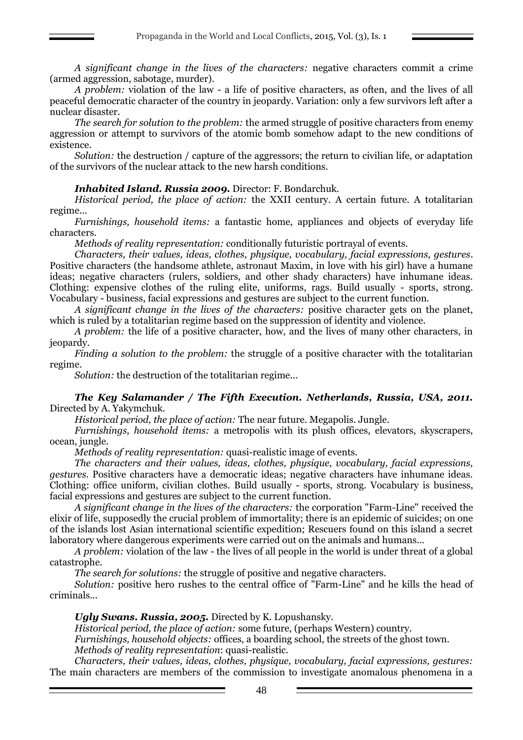*A significant change in the lives of the characters:* negative characters commit a crime (armed aggression, sabotage, murder).

*A problem:* violation of the law - a life of positive characters, as often, and the lives of all peaceful democratic character of the country in jeopardy. Variation: only a few survivors left after a nuclear disaster.

*The search for solution to the problem:* the armed struggle of positive characters from enemy aggression or attempt to survivors of the atomic bomb somehow adapt to the new conditions of existence.

*Solution:* the destruction / capture of the aggressors; the return to civilian life, or adaptation of the survivors of the nuclear attack to the new harsh conditions.

***Inhabited Island. Russia 2009.*** Director: F. Bondarchuk.

*Historical period, the place of action:* the XXII century. A certain future. A totalitarian regime...

*Furnishings, household items:* a fantastic home, appliances and objects of everyday life characters.

*Methods of reality representation:* conditionally futuristic portrayal of events.

*Characters, their values, ideas, clothes, physique, vocabulary, facial expressions, gestures*. Positive characters (the handsome athlete, astronaut Maxim, in love with his girl) have a humane ideas; negative characters (rulers, soldiers, and other shady characters) have inhumane ideas. Clothing: expensive clothes of the ruling elite, uniforms, rags. Build usually - sports, strong. Vocabulary - business, facial expressions and gestures are subject to the current function.

*A significant change in the lives of the characters:* positive character gets on the planet, which is ruled by a totalitarian regime based on the suppression of identity and violence.

*A problem:* the life of a positive character, how, and the lives of many other characters, in jeopardy.

*Finding a solution to the problem:* the struggle of a positive character with the totalitarian regime.

*Solution:* the destruction of the totalitarian regime...

***The Key Salamander / The Fifth Execution. Netherlands, Russia, USA, 2011.*** Directed by A. Yakymchuk.

*Historical period, the place of action:* The near future. Megapolis. Jungle.

*Furnishings, household items:* a metropolis with its plush offices, elevators, skyscrapers, ocean, jungle.

*Methods of reality representation:* quasi-realistic image of events.

*The characters and their values, ideas, clothes, physique, vocabulary, facial expressions, gestures.* Positive characters have a democratic ideas; negative characters have inhumane ideas. Clothing: office uniform, civilian clothes. Build usually - sports, strong. Vocabulary is business, facial expressions and gestures are subject to the current function.

*A significant change in the lives of the characters:* the corporation "Farm-Line" received the elixir of life, supposedly the crucial problem of immortality; there is an epidemic of suicides; on one of the islands lost Asian international scientific expedition; Rescuers found on this island a secret laboratory where dangerous experiments were carried out on the animals and humans...

*A problem:* violation of the law - the lives of all people in the world is under threat of a global catastrophe.

*The search for solutions:* the struggle of positive and negative characters.

*Solution:* positive hero rushes to the central office of "Farm-Line" and he kills the head of criminals...

***Ugly Swans. Russia, 2005.*** Directed by K. Lopushansky.

*Historical period, the place of action:* some future, (perhaps Western) country.

*Furnishings, household objects:* offices, a boarding school, the streets of the ghost town.

*Methods of reality representation*: quasi-realistic.

*Characters, their values, ideas, clothes, physique, vocabulary, facial expressions, gestures:* The main characters are members of the commission to investigate anomalous phenomena in a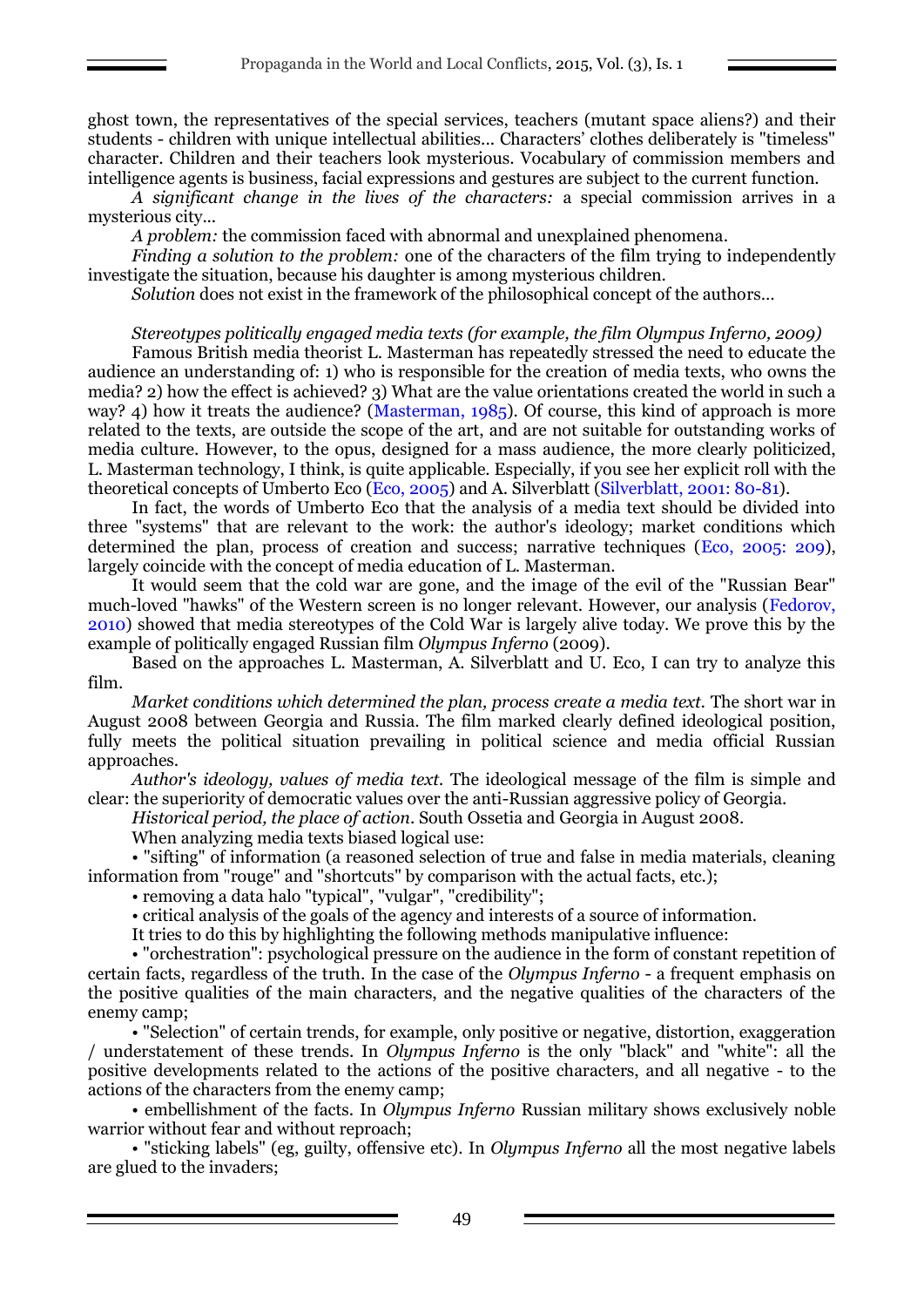ghost town, the representatives of the special services, teachers (mutant space aliens?) and their students - children with unique intellectual abilities... Characters' clothes deliberately is "timeless" character. Children and their teachers look mysterious. Vocabulary of commission members and intelligence agents is business, facial expressions and gestures are subject to the current function.

*A significant change in the lives of the characters:* a special commission arrives in a mysterious city...

*A problem:* the commission faced with abnormal and unexplained phenomena.

*Finding a solution to the problem:* one of the characters of the film trying to independently investigate the situation, because his daughter is among mysterious children.

*Solution* does not exist in the framework of the philosophical concept of the authors…

*Stereotypes politically engaged media texts (for example, the film Olympus Inferno, 2009)*

Famous British media theorist L. Masterman has repeatedly stressed the need to educate the audience an understanding of: 1) who is responsible for the creation of media texts, who owns the media? 2) how the effect is achieved? 3) What are the value orientations created the world in such a way? 4) how it treats the audience? (Masterman, 1985). Of course, this kind of approach is more related to the texts, are outside the scope of the art, and are not suitable for outstanding works of media culture. However, to the opus, designed for a mass audience, the more clearly politicized, L. Masterman technology, I think, is quite applicable. Especially, if you see her explicit roll with the theoretical concepts of Umberto Eco (Eco, 2005) and A. Silverblatt (Silverblatt, 2001: 80-81).

In fact, the words of Umberto Eco that the analysis of a media text should be divided into three "systems" that are relevant to the work: the author's ideology; market conditions which determined the plan, process of creation and success; narrative techniques (Eco, 2005: 209), largely coincide with the concept of media education of L. Masterman.

It would seem that the cold war are gone, and the image of the evil of the "Russian Bear" much-loved "hawks" of the Western screen is no longer relevant. However, our analysis (Fedorov, 2010) showed that media stereotypes of the Cold War is largely alive today. We prove this by the example of politically engaged Russian film *Olympus Inferno* (2009).

Based on the approaches L. Masterman, A. Silverblatt and U. Eco, I can try to analyze this film.

*Market conditions which determined the plan, process create a media text.* The short war in August 2008 between Georgia and Russia. The film marked clearly defined ideological position, fully meets the political situation prevailing in political science and media official Russian approaches.

*Author's ideology, values of media text.* The ideological message of the film is simple and clear: the superiority of democratic values over the anti-Russian aggressive policy of Georgia.

*Historical period, the place of action*. South Ossetia and Georgia in August 2008.

When analyzing media texts biased logical use:

• "sifting" of information (a reasoned selection of true and false in media materials, cleaning information from "rouge" and "shortcuts" by comparison with the actual facts, etc.);

• removing a data halo "typical", "vulgar", "credibility";

• critical analysis of the goals of the agency and interests of a source of information.

It tries to do this by highlighting the following methods manipulative influence:

• "orchestration": psychological pressure on the audience in the form of constant repetition of certain facts, regardless of the truth. In the case of the *Olympus Inferno* - a frequent emphasis on the positive qualities of the main characters, and the negative qualities of the characters of the enemy camp;

• "Selection" of certain trends, for example, only positive or negative, distortion, exaggeration / understatement of these trends. In *Olympus Inferno* is the only "black" and "white": all the positive developments related to the actions of the positive characters, and all negative - to the actions of the characters from the enemy camp;

• embellishment of the facts. In *Olympus Inferno* Russian military shows exclusively noble warrior without fear and without reproach;

• "sticking labels" (eg, guilty, offensive etc). In *Olympus Inferno* all the most negative labels are glued to the invaders;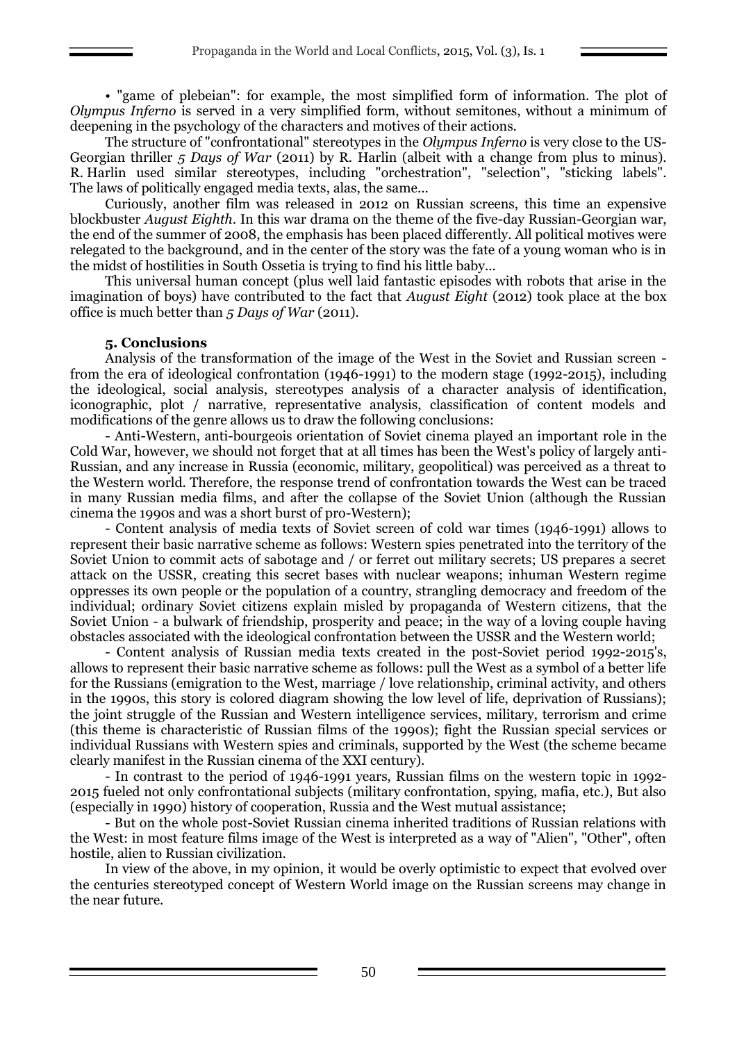• "game of plebeian": for example, the most simplified form of information. The plot of *Olympus Inferno* is served in a very simplified form, without semitones, without a minimum of deepening in the psychology of the characters and motives of their actions.

The structure of "confrontational" stereotypes in the *Olympus Inferno* is very close to the US-Georgian thriller *5 Days of War* (2011) by R. Harlin (albeit with a change from plus to minus). R. Harlin used similar stereotypes, including "orchestration", "selection", "sticking labels". The laws of politically engaged media texts, alas, the same...

Curiously, another film was released in 2012 on Russian screens, this time an expensive blockbuster *August Eighth*. In this war drama on the theme of the five-day Russian-Georgian war, the end of the summer of 2008, the emphasis has been placed differently. All political motives were relegated to the background, and in the center of the story was the fate of a young woman who is in the midst of hostilities in South Ossetia is trying to find his little baby...

This universal human concept (plus well laid fantastic episodes with robots that arise in the imagination of boys) have contributed to the fact that *August Eight* (2012) took place at the box office is much better than *5 Days of War* (2011).

### 5. Conclusions

Analysis of the transformation of the image of the West in the Soviet and Russian screen - from the era of ideological confrontation (1946-1991) to the modern stage (1992-2015), including the ideological, social analysis, stereotypes analysis of a character analysis of identification, iconographic, plot / narrative, representative analysis, classification of content models and modifications of the genre allows us to draw the following conclusions:

- Anti-Western, anti-bourgeois orientation of Soviet cinema played an important role in the Cold War, however, we should not forget that at all times has been the West's policy of largely anti-Russian, and any increase in Russia (economic, military, geopolitical) was perceived as a threat to the Western world. Therefore, the response trend of confrontation towards the West can be traced in many Russian media films, and after the collapse of the Soviet Union (although the Russian cinema the 1990s and was a short burst of pro-Western);

- Content analysis of media texts of Soviet screen of cold war times (1946-1991) allows to represent their basic narrative scheme as follows: Western spies penetrated into the territory of the Soviet Union to commit acts of sabotage and / or ferret out military secrets; US prepares a secret attack on the USSR, creating this secret bases with nuclear weapons; inhuman Western regime oppresses its own people or the population of a country, strangling democracy and freedom of the individual; ordinary Soviet citizens explain misled by propaganda of Western citizens, that the Soviet Union - a bulwark of friendship, prosperity and peace; in the way of a loving couple having obstacles associated with the ideological confrontation between the USSR and the Western world;

- Content analysis of Russian media texts created in the post-Soviet period 1992-2015's, allows to represent their basic narrative scheme as follows: pull the West as a symbol of a better life for the Russians (emigration to the West, marriage / love relationship, criminal activity, and others in the 1990s, this story is colored diagram showing the low level of life, deprivation of Russians); the joint struggle of the Russian and Western intelligence services, military, terrorism and crime (this theme is characteristic of Russian films of the 1990s); fight the Russian special services or individual Russians with Western spies and criminals, supported by the West (the scheme became clearly manifest in the Russian cinema of the XXI century).

- In contrast to the period of 1946-1991 years, Russian films on the western topic in 1992-2015 fueled not only confrontational subjects (military confrontation, spying, mafia, etc.), But also (especially in 1990) history of cooperation, Russia and the West mutual assistance;

- But on the whole post-Soviet Russian cinema inherited traditions of Russian relations with the West: in most feature films image of the West is interpreted as a way of "Alien", "Other", often hostile, alien to Russian civilization.

In view of the above, in my opinion, it would be overly optimistic to expect that evolved over the centuries stereotyped concept of Western World image on the Russian screens may change in the near future.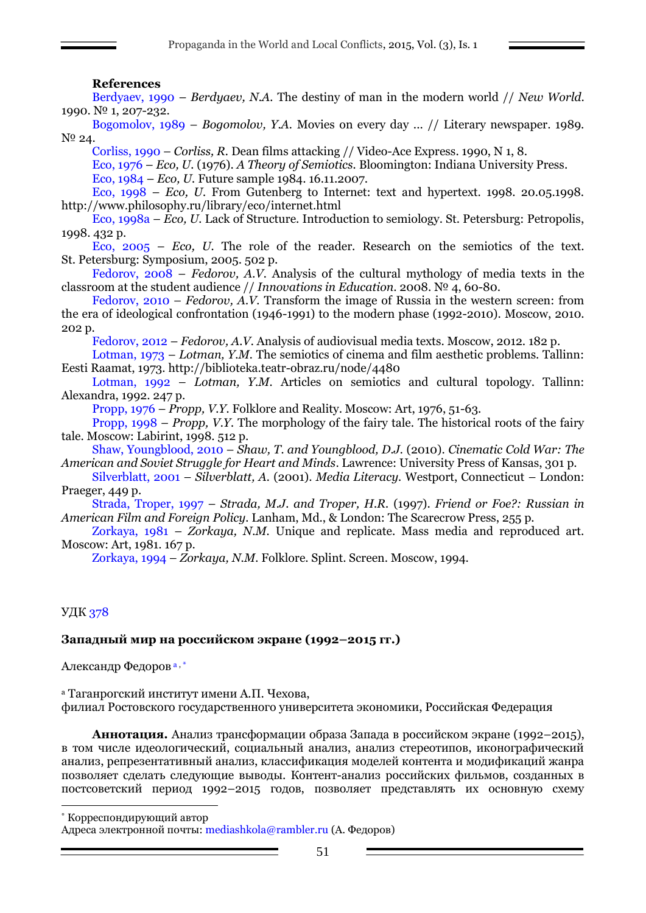### References

Berdyaev, 1990 – *Berdyaev, N.A.* The destiny of man in the modern world // *New World*. 1990. № 1, 207-232.

Bogomolov, 1989 – *Bogomolov, Y.A.* Movies on every day … // Literary newspaper. 1989. № 24.

Corliss, 1990 – *Corliss, R.* Dean films attacking // Video-Ace Express. 1990, N 1, 8.

Eco, 1976 – *Eco, U.* (1976). *A Theory of Semiotics*. Bloomington: Indiana University Press.

Eco, 1984 – *Eco, U.* Future sample 1984. 16.11.2007.

Eco, 1998 – *Eco, U.* From Gutenberg to Internet: text and hypertext. 1998. 20.05.1998. http://www.philosophy.ru/library/eco/internet.html

Eco, 1998a – *Eco, U.* Lack of Structure. Introduction to semiology. St. Petersburg: Petropolis, 1998. 432 p.

Eco, 2005 – *Eco, U.* The role of the reader. Research on the semiotics of the text. St. Petersburg: Symposium, 2005. 502 p.

Fedorov, 2008 – *Fedorov, A.V.* Analysis of the cultural mythology of media texts in the classroom at the student audience // *Innovations in Education*. 2008. № 4, 60-80.

Fedorov, 2010 – *Fedorov, A.V.* Transform the image of Russia in the western screen: from the era of ideological confrontation (1946-1991) to the modern phase (1992-2010). Moscow, 2010. 202 p.

Fedorov, 2012 – *Fedorov, A.V.* Analysis of audiovisual media texts. Moscow, 2012. 182 p.

Lotman, 1973 – *Lotman, Y.M.* The semiotics of cinema and film aesthetic problems. Tallinn: Eesti Raamat, 1973. http://biblioteka.teatr-obraz.ru/node/4480

Lotman, 1992 – *Lotman, Y.M.* Articles on semiotics and cultural topology. Tallinn: Alexandra, 1992. 247 p.

Propp, 1976 – *Propp, V.Y.* Folklore and Reality. Moscow: Art, 1976, 51-63.

Propp, 1998 – *Propp, V.Y.* The morphology of the fairy tale. The historical roots of the fairy tale. Moscow: Labirint, 1998. 512 p.

Shaw, Youngblood, 2010 – *Shaw, T. and Youngblood, D.J.* (2010). *Cinematic Cold War: The American and Soviet Struggle for Heart and Minds*. Lawrence: University Press of Kansas, 301 p.

Silverblatt, 2001 – *Silverblatt, A.* (2001). *Media Literacy*. Westport, Connecticut – London: Praeger, 449 p.

Strada, Troper, 1997 – *Strada, M.J. and Troper, H.R.* (1997). *Friend or Foe?: Russian in American Film and Foreign Policy*. Lanham, Md., & London: The Scarecrow Press, 255 p.

Zorkaya, 1981 – *Zorkaya, N.M.* Unique and replicate. Mass media and reproduced art. Moscow: Art, 1981. 167 p.

Zorkaya, 1994 – *Zorkaya, N.M.* Folklore. Splint. Screen. Moscow, 1994.

УДК 378

## Западный мир на российском экране (1992–2015 гг.)

Александр Федоров [a, *]

[a] Таганрогский институт имени А.П. Чехова,
филиал Ростовского государственного университета экономики, Российская Федерация

**Аннотация.** Анализ трансформации образа Запада в российском экране (1992–2015), в том числе идеологический, социальный анализ, анализ стереотипов, иконографический анализ, репрезентативный анализ, классификация моделей контента и модификаций жанра позволяет сделать следующие выводы. Контент-анализ российских фильмов, созданных в постсоветский период 1992–2015 годов, позволяет представлять их основную схему

[*] Корреспондирующий автор
Адреса электронной почты: mediashkola@rambler.ru (А. Федоров)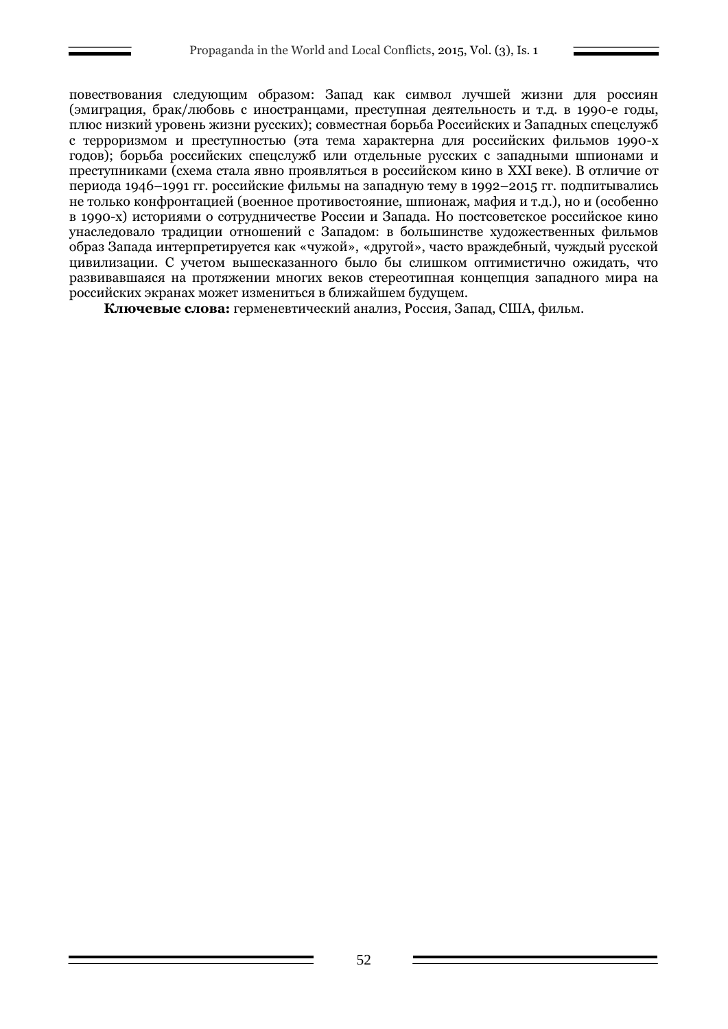повествования следующим образом: Запад как символ лучшей жизни для россиян (эмиграция, брак/любовь с иностранцами, преступная деятельность и т.д. в 1990-е годы, плюс низкий уровень жизни русских); совместная борьба Российских и Западных спецслужб с терроризмом и преступностью (эта тема характерна для российских фильмов 1990-х годов); борьба российских спецслужб или отдельные русских с западными шпионами и преступниками (схема стала явно проявляться в российском кино в XXI веке). В отличие от периода 1946–1991 гг. российские фильмы на западную тему в 1992–2015 гг. подпитывались не только конфронтацией (военное противостояние, шпионаж, мафия и т.д.), но и (особенно в 1990-х) историями о сотрудничестве России и Запада. Но постсоветское российское кино унаследовало традиции отношений с Западом: в большинстве художественных фильмов образ Запада интерпретируется как «чужой», «другой», часто враждебный, чуждый русской цивилизации. С учетом вышесказанного было бы слишком оптимистично ожидать, что развивавшаяся на протяжении многих веков стереотипная концепция западного мира на российских экранах может измениться в ближайшем будущем.

**Ключевые слова:** герменевтический анализ, Россия, Запад, США, фильм.